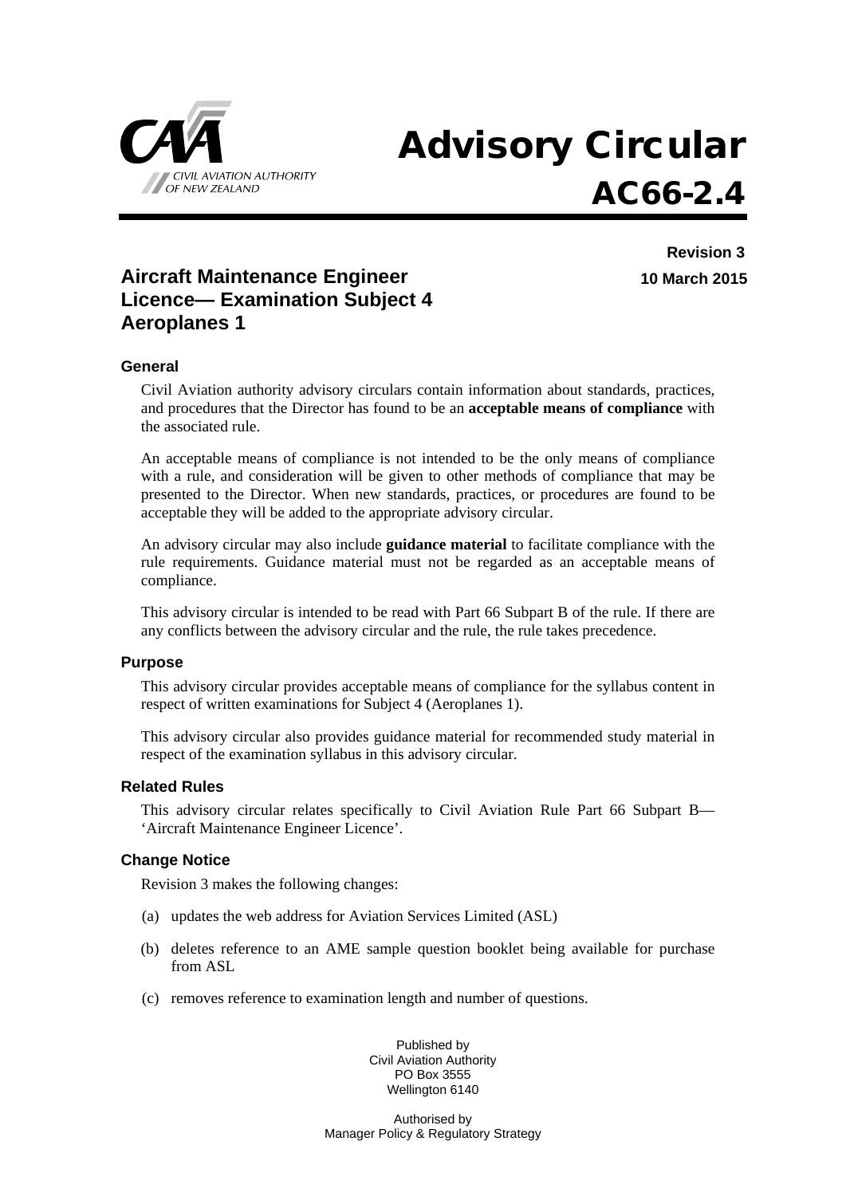CIVIL AVIATION AUTHORITY OF NEW ZEALAND

# Advisory Circular AC66-2.4

**Revision 3**
**10 March 2015**

## Aircraft Maintenance Engineer Licence— Examination Subject 4 Aeroplanes 1

### General

Civil Aviation authority advisory circulars contain information about standards, practices, and procedures that the Director has found to be an **acceptable means of compliance** with the associated rule.

An acceptable means of compliance is not intended to be the only means of compliance with a rule, and consideration will be given to other methods of compliance that may be presented to the Director. When new standards, practices, or procedures are found to be acceptable they will be added to the appropriate advisory circular.

An advisory circular may also include **guidance material** to facilitate compliance with the rule requirements. Guidance material must not be regarded as an acceptable means of compliance.

This advisory circular is intended to be read with Part 66 Subpart B of the rule. If there are any conflicts between the advisory circular and the rule, the rule takes precedence.

### Purpose

This advisory circular provides acceptable means of compliance for the syllabus content in respect of written examinations for Subject 4 (Aeroplanes 1).

This advisory circular also provides guidance material for recommended study material in respect of the examination syllabus in this advisory circular.

### Related Rules

This advisory circular relates specifically to Civil Aviation Rule Part 66 Subpart B— 'Aircraft Maintenance Engineer Licence'.

### Change Notice

Revision 3 makes the following changes:

(a) updates the web address for Aviation Services Limited (ASL)

(b) deletes reference to an AME sample question booklet being available for purchase from ASL

(c) removes reference to examination length and number of questions.

Published by
Civil Aviation Authority
PO Box 3555
Wellington 6140

Authorised by
Manager Policy & Regulatory Strategy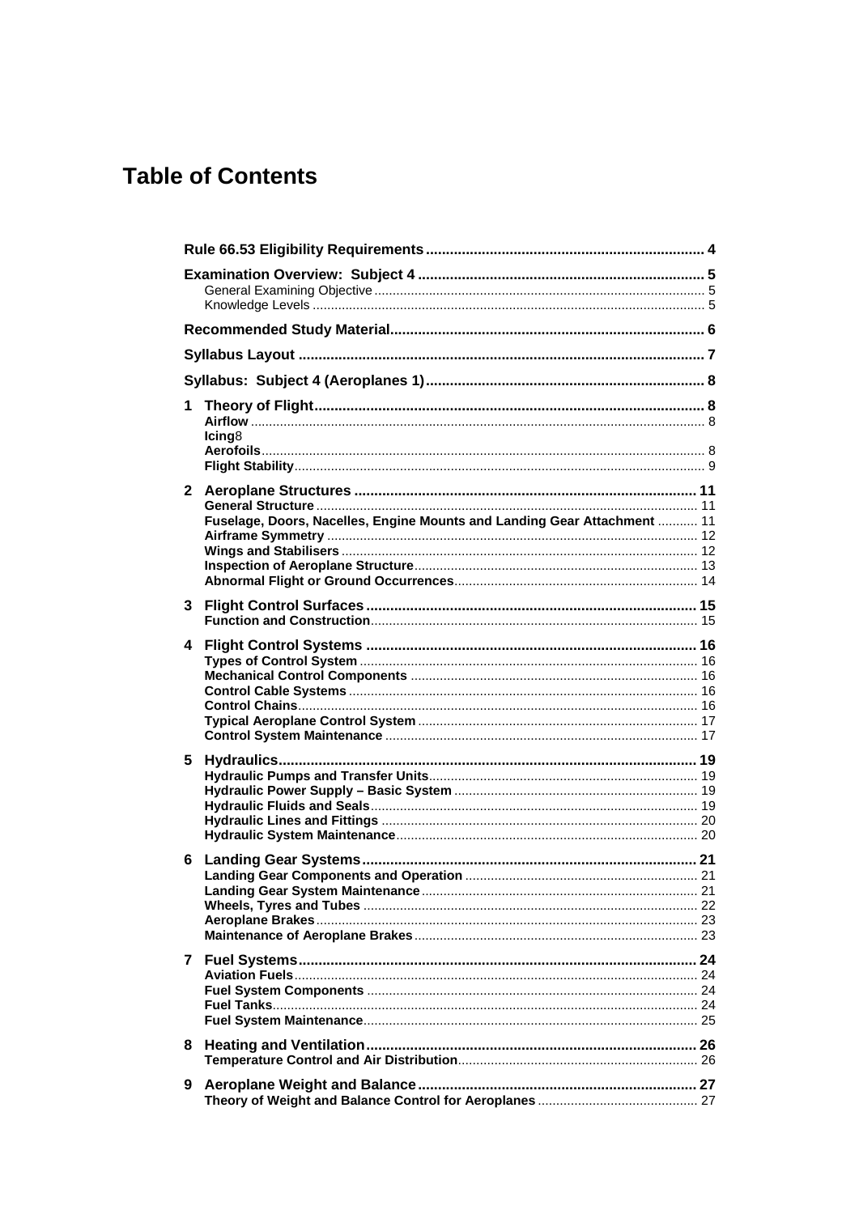# Table of Contents

**Rule 66.53 Eligibility Requirements** ..... 4

**Examination Overview: Subject 4** ..... 5
- General Examining Objective ..... 5
- Knowledge Levels ..... 5

**Recommended Study Material** ..... 6

**Syllabus Layout** ..... 7

**Syllabus: Subject 4 (Aeroplanes 1)** ..... 8

**1 Theory of Flight** ..... 8
- **Airflow** ..... 8
- **Icing**8
- **Aerofoils** ..... 8
- **Flight Stability** ..... 9

**2 Aeroplane Structures** ..... 11
- **General Structure** ..... 11
- **Fuselage, Doors, Nacelles, Engine Mounts and Landing Gear Attachment** ..... 11
- **Airframe Symmetry** ..... 12
- **Wings and Stabilisers** ..... 12
- **Inspection of Aeroplane Structure** ..... 13
- **Abnormal Flight or Ground Occurrences** ..... 14

**3 Flight Control Surfaces** ..... 15
- **Function and Construction** ..... 15

**4 Flight Control Systems** ..... 16
- **Types of Control System** ..... 16
- **Mechanical Control Components** ..... 16
- **Control Cable Systems** ..... 16
- **Control Chains** ..... 16
- **Typical Aeroplane Control System** ..... 17
- **Control System Maintenance** ..... 17

**5 Hydraulics** ..... 19
- **Hydraulic Pumps and Transfer Units** ..... 19
- **Hydraulic Power Supply – Basic System** ..... 19
- **Hydraulic Fluids and Seals** ..... 19
- **Hydraulic Lines and Fittings** ..... 20
- **Hydraulic System Maintenance** ..... 20

**6 Landing Gear Systems** ..... 21
- **Landing Gear Components and Operation** ..... 21
- **Landing Gear System Maintenance** ..... 21
- **Wheels, Tyres and Tubes** ..... 22
- **Aeroplane Brakes** ..... 23
- **Maintenance of Aeroplane Brakes** ..... 23

**7 Fuel Systems** ..... 24
- **Aviation Fuels** ..... 24
- **Fuel System Components** ..... 24
- **Fuel Tanks** ..... 24
- **Fuel System Maintenance** ..... 25

**8 Heating and Ventilation** ..... 26
- **Temperature Control and Air Distribution** ..... 26

**9 Aeroplane Weight and Balance** ..... 27
- **Theory of Weight and Balance Control for Aeroplanes** ..... 27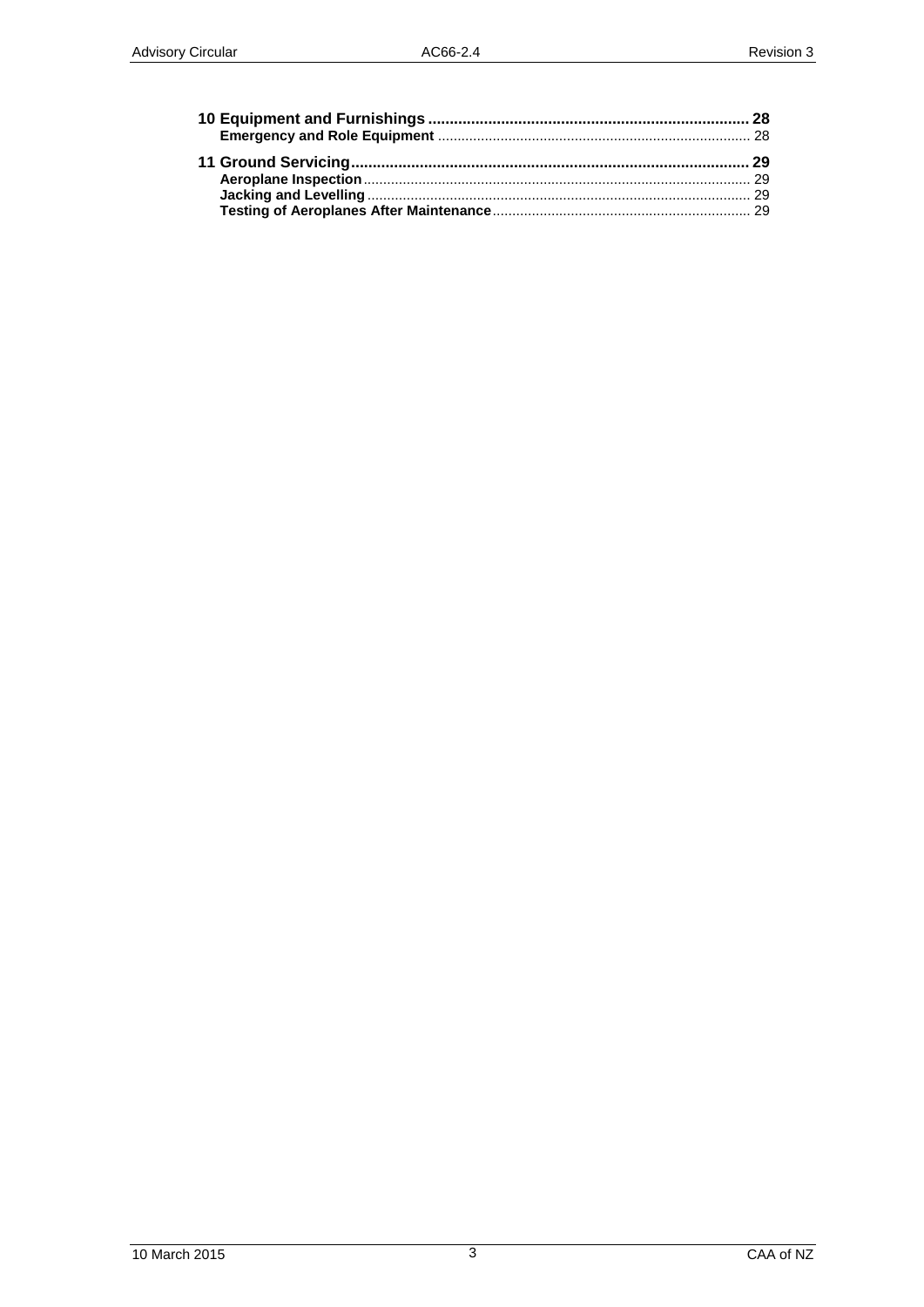**10 Equipment and Furnishings** .......................................................................... **28**

**Emergency and Role Equipment** ............................................................................... 28

**11 Ground Servicing** ............................................................................................ **29**

**Aeroplane Inspection** .................................................................................................. 29

**Jacking and Levelling** ................................................................................................. 29

**Testing of Aeroplanes After Maintenance** ................................................................. 29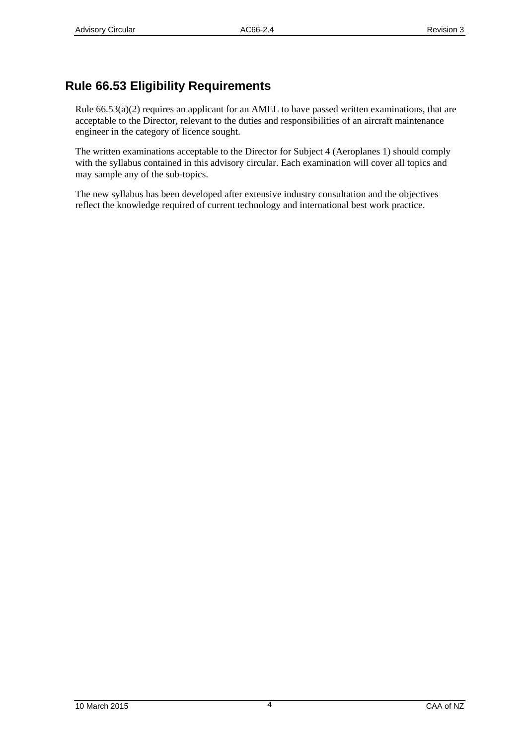# Rule 66.53 Eligibility Requirements

Rule 66.53(a)(2) requires an applicant for an AMEL to have passed written examinations, that are acceptable to the Director, relevant to the duties and responsibilities of an aircraft maintenance engineer in the category of licence sought.

The written examinations acceptable to the Director for Subject 4 (Aeroplanes 1) should comply with the syllabus contained in this advisory circular. Each examination will cover all topics and may sample any of the sub-topics.

The new syllabus has been developed after extensive industry consultation and the objectives reflect the knowledge required of current technology and international best work practice.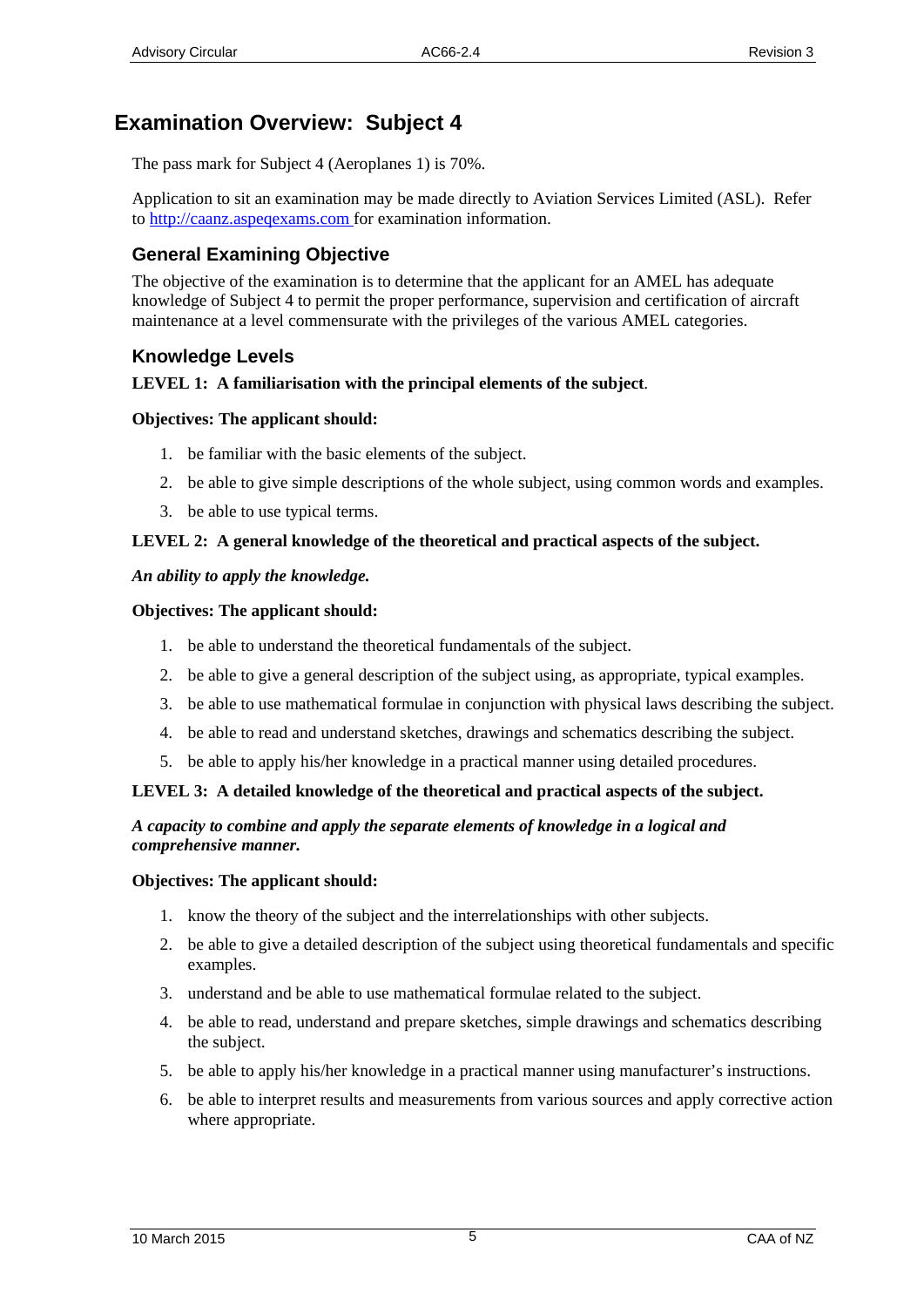# Examination Overview: Subject 4

The pass mark for Subject 4 (Aeroplanes 1) is 70%.

Application to sit an examination may be made directly to Aviation Services Limited (ASL). Refer to http://caanz.aspeqexams.com for examination information.

## General Examining Objective

The objective of the examination is to determine that the applicant for an AMEL has adequate knowledge of Subject 4 to permit the proper performance, supervision and certification of aircraft maintenance at a level commensurate with the privileges of the various AMEL categories.

## Knowledge Levels

**LEVEL 1: A familiarisation with the principal elements of the subject**.

**Objectives: The applicant should:**

1. be familiar with the basic elements of the subject.
2. be able to give simple descriptions of the whole subject, using common words and examples.
3. be able to use typical terms.

**LEVEL 2: A general knowledge of the theoretical and practical aspects of the subject.**

***An ability to apply the knowledge.***

**Objectives: The applicant should:**

1. be able to understand the theoretical fundamentals of the subject.
2. be able to give a general description of the subject using, as appropriate, typical examples.
3. be able to use mathematical formulae in conjunction with physical laws describing the subject.
4. be able to read and understand sketches, drawings and schematics describing the subject.
5. be able to apply his/her knowledge in a practical manner using detailed procedures.

**LEVEL 3: A detailed knowledge of the theoretical and practical aspects of the subject.**

***A capacity to combine and apply the separate elements of knowledge in a logical and comprehensive manner.***

**Objectives: The applicant should:**

1. know the theory of the subject and the interrelationships with other subjects.
2. be able to give a detailed description of the subject using theoretical fundamentals and specific examples.
3. understand and be able to use mathematical formulae related to the subject.
4. be able to read, understand and prepare sketches, simple drawings and schematics describing the subject.
5. be able to apply his/her knowledge in a practical manner using manufacturer's instructions.
6. be able to interpret results and measurements from various sources and apply corrective action where appropriate.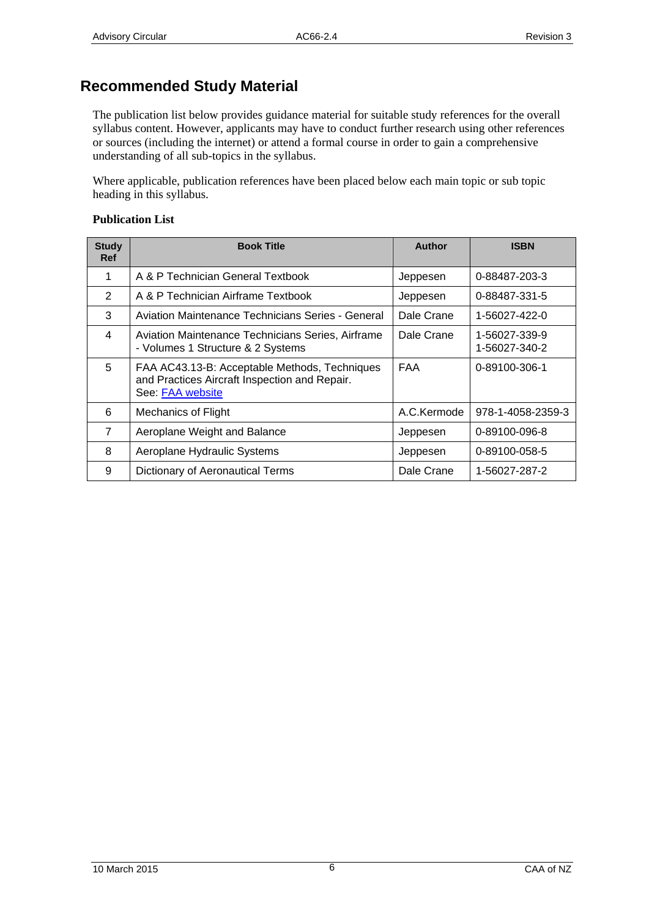## Recommended Study Material

The publication list below provides guidance material for suitable study references for the overall syllabus content. However, applicants may have to conduct further research using other references or sources (including the internet) or attend a formal course in order to gain a comprehensive understanding of all sub-topics in the syllabus.

Where applicable, publication references have been placed below each main topic or sub topic heading in this syllabus.

**Publication List**

| Study Ref | Book Title | Author | ISBN |
|---|---|---|---|
| 1 | A & P Technician General Textbook | Jeppesen | 0-88487-203-3 |
| 2 | A & P Technician Airframe Textbook | Jeppesen | 0-88487-331-5 |
| 3 | Aviation Maintenance Technicians Series - General | Dale Crane | 1-56027-422-0 |
| 4 | Aviation Maintenance Technicians Series, Airframe - Volumes 1 Structure & 2 Systems | Dale Crane | 1-56027-339-9<br>1-56027-340-2 |
| 5 | FAA AC43.13-B: Acceptable Methods, Techniques and Practices Aircraft Inspection and Repair. See: FAA website | FAA | 0-89100-306-1 |
| 6 | Mechanics of Flight | A.C.Kermode | 978-1-4058-2359-3 |
| 7 | Aeroplane Weight and Balance | Jeppesen | 0-89100-096-8 |
| 8 | Aeroplane Hydraulic Systems | Jeppesen | 0-89100-058-5 |
| 9 | Dictionary of Aeronautical Terms | Dale Crane | 1-56027-287-2 |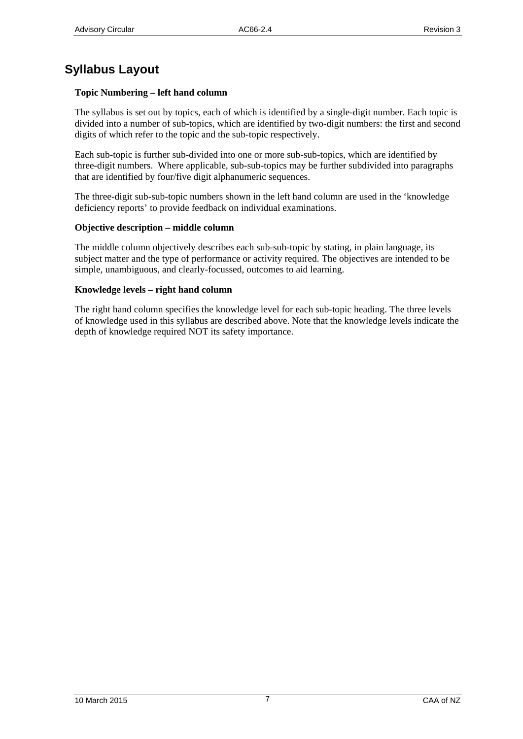## Syllabus Layout

**Topic Numbering – left hand column**

The syllabus is set out by topics, each of which is identified by a single-digit number. Each topic is divided into a number of sub-topics, which are identified by two-digit numbers: the first and second digits of which refer to the topic and the sub-topic respectively.

Each sub-topic is further sub-divided into one or more sub-sub-topics, which are identified by three-digit numbers. Where applicable, sub-sub-topics may be further subdivided into paragraphs that are identified by four/five digit alphanumeric sequences.

The three-digit sub-sub-topic numbers shown in the left hand column are used in the 'knowledge deficiency reports' to provide feedback on individual examinations.

**Objective description – middle column**

The middle column objectively describes each sub-sub-topic by stating, in plain language, its subject matter and the type of performance or activity required. The objectives are intended to be simple, unambiguous, and clearly-focussed, outcomes to aid learning.

**Knowledge levels – right hand column**

The right hand column specifies the knowledge level for each sub-topic heading. The three levels of knowledge used in this syllabus are described above. Note that the knowledge levels indicate the depth of knowledge required NOT its safety importance.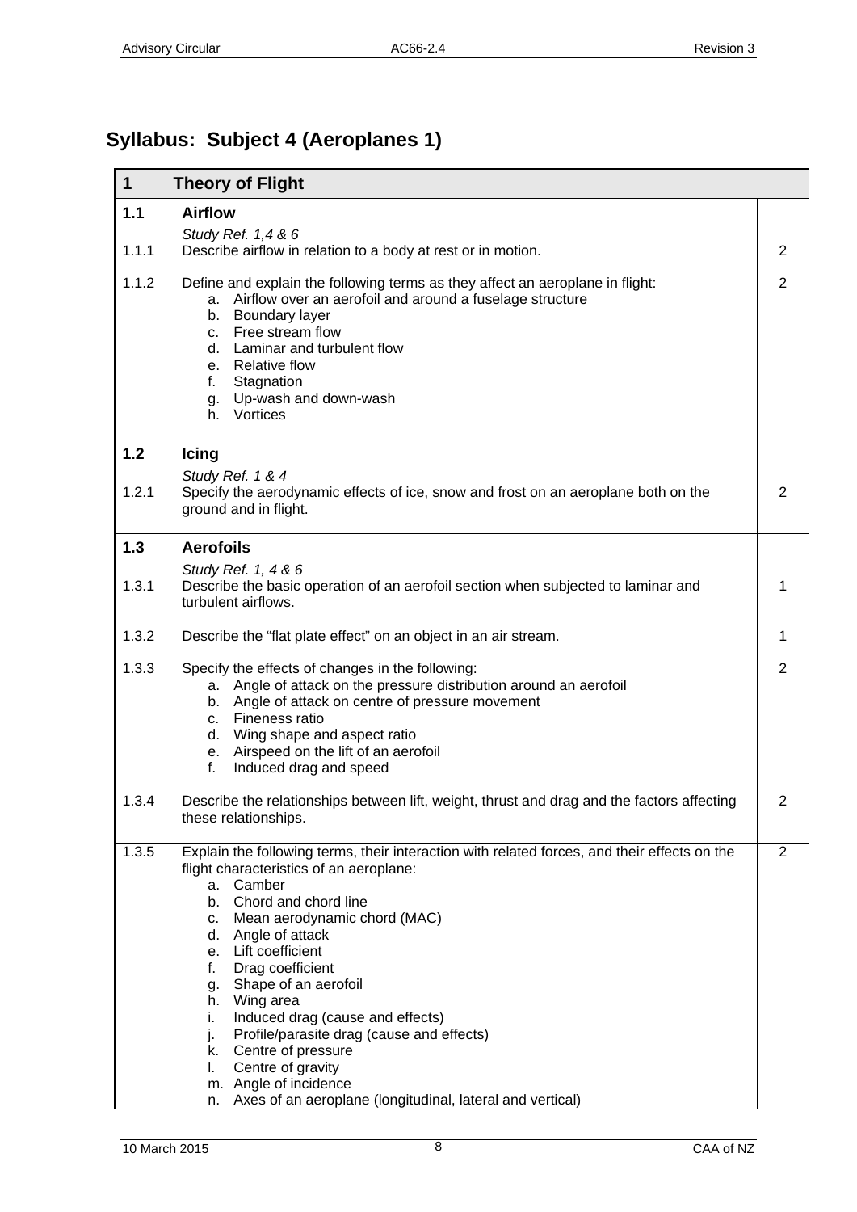## Syllabus: Subject 4 (Aeroplanes 1)

| | | |
|---|---|---|
| **1** | **Theory of Flight** | |
| **1.1** | **Airflow**<br>*Study Ref. 1,4 & 6* | |
| 1.1.1 | Describe airflow in relation to a body at rest or in motion. | 2 |
| 1.1.2 | Define and explain the following terms as they affect an aeroplane in flight:<br>a. Airflow over an aerofoil and around a fuselage structure<br>b. Boundary layer<br>c. Free stream flow<br>d. Laminar and turbulent flow<br>e. Relative flow<br>f. Stagnation<br>g. Up-wash and down-wash<br>h. Vortices | 2 |
| **1.2** | **Icing**<br>*Study Ref. 1 & 4* | |
| 1.2.1 | Specify the aerodynamic effects of ice, snow and frost on an aeroplane both on the ground and in flight. | 2 |
| **1.3** | **Aerofoils**<br>*Study Ref. 1, 4 & 6* | |
| 1.3.1 | Describe the basic operation of an aerofoil section when subjected to laminar and turbulent airflows. | 1 |
| 1.3.2 | Describe the "flat plate effect" on an object in an air stream. | 1 |
| 1.3.3 | Specify the effects of changes in the following:<br>a. Angle of attack on the pressure distribution around an aerofoil<br>b. Angle of attack on centre of pressure movement<br>c. Fineness ratio<br>d. Wing shape and aspect ratio<br>e. Airspeed on the lift of an aerofoil<br>f. Induced drag and speed | 2 |
| 1.3.4 | Describe the relationships between lift, weight, thrust and drag and the factors affecting these relationships. | 2 |
| 1.3.5 | Explain the following terms, their interaction with related forces, and their effects on the flight characteristics of an aeroplane:<br>a. Camber<br>b. Chord and chord line<br>c. Mean aerodynamic chord (MAC)<br>d. Angle of attack<br>e. Lift coefficient<br>f. Drag coefficient<br>g. Shape of an aerofoil<br>h. Wing area<br>i. Induced drag (cause and effects)<br>j. Profile/parasite drag (cause and effects)<br>k. Centre of pressure<br>l. Centre of gravity<br>m. Angle of incidence<br>n. Axes of an aeroplane (longitudinal, lateral and vertical) | 2 |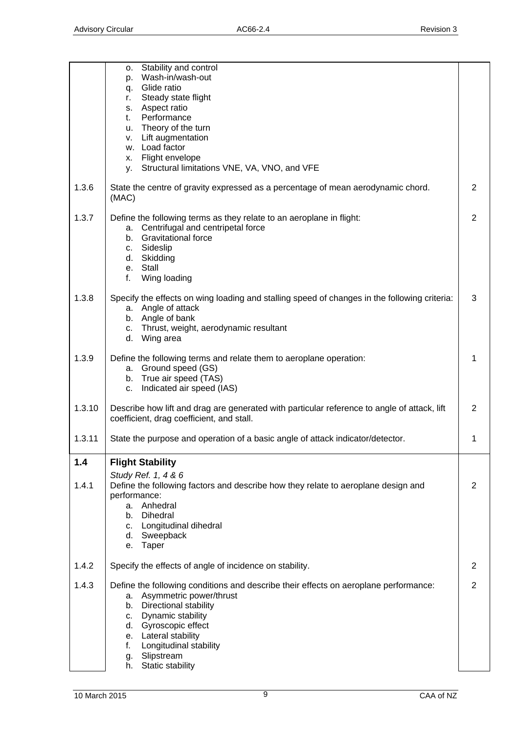| | | |
|---|---|---|
| | o. Stability and control<br>p. Wash-in/wash-out<br>q. Glide ratio<br>r. Steady state flight<br>s. Aspect ratio<br>t. Performance<br>u. Theory of the turn<br>v. Lift augmentation<br>w. Load factor<br>x. Flight envelope<br>y. Structural limitations VNE, VA, VNO, and VFE | |
| 1.3.6 | State the centre of gravity expressed as a percentage of mean aerodynamic chord. (MAC) | 2 |
| 1.3.7 | Define the following terms as they relate to an aeroplane in flight:<br>a. Centrifugal and centripetal force<br>b. Gravitational force<br>c. Sideslip<br>d. Skidding<br>e. Stall<br>f. Wing loading | 2 |
| 1.3.8 | Specify the effects on wing loading and stalling speed of changes in the following criteria:<br>a. Angle of attack<br>b. Angle of bank<br>c. Thrust, weight, aerodynamic resultant<br>d. Wing area | 3 |
| 1.3.9 | Define the following terms and relate them to aeroplane operation:<br>a. Ground speed (GS)<br>b. True air speed (TAS)<br>c. Indicated air speed (IAS) | 1 |
| 1.3.10 | Describe how lift and drag are generated with particular reference to angle of attack, lift coefficient, drag coefficient, and stall. | 2 |
| 1.3.11 | State the purpose and operation of a basic angle of attack indicator/detector. | 1 |
| **1.4** | **Flight Stability**<br>*Study Ref. 1, 4 & 6* | |
| 1.4.1 | Define the following factors and describe how they relate to aeroplane design and performance:<br>a. Anhedral<br>b. Dihedral<br>c. Longitudinal dihedral<br>d. Sweepback<br>e. Taper | 2 |
| 1.4.2 | Specify the effects of angle of incidence on stability. | 2 |
| 1.4.3 | Define the following conditions and describe their effects on aeroplane performance:<br>a. Asymmetric power/thrust<br>b. Directional stability<br>c. Dynamic stability<br>d. Gyroscopic effect<br>e. Lateral stability<br>f. Longitudinal stability<br>g. Slipstream<br>h. Static stability | 2 |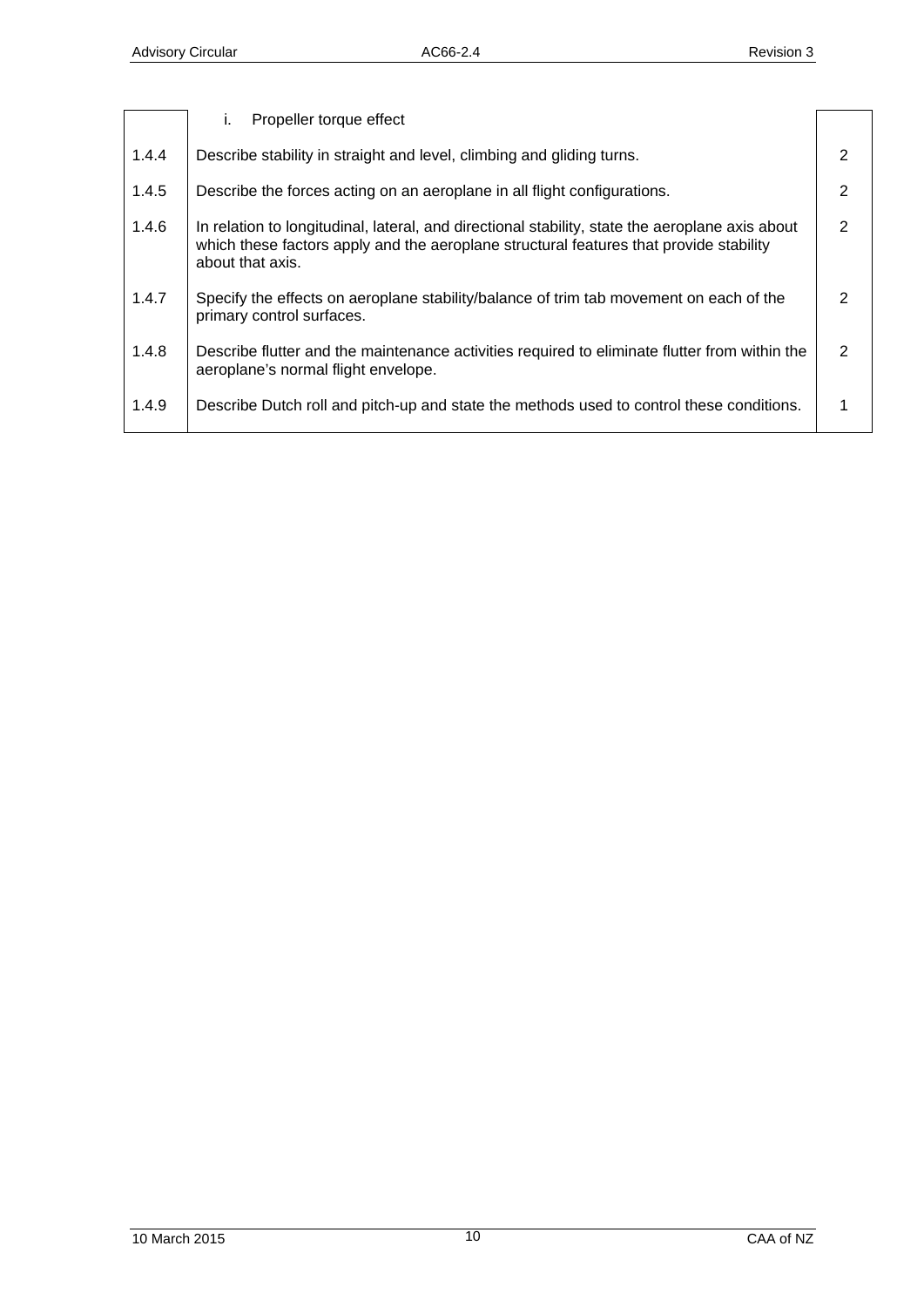| | | |
|---|---|---|
| | i. Propeller torque effect | |
| 1.4.4 | Describe stability in straight and level, climbing and gliding turns. | 2 |
| 1.4.5 | Describe the forces acting on an aeroplane in all flight configurations. | 2 |
| 1.4.6 | In relation to longitudinal, lateral, and directional stability, state the aeroplane axis about which these factors apply and the aeroplane structural features that provide stability about that axis. | 2 |
| 1.4.7 | Specify the effects on aeroplane stability/balance of trim tab movement on each of the primary control surfaces. | 2 |
| 1.4.8 | Describe flutter and the maintenance activities required to eliminate flutter from within the aeroplane's normal flight envelope. | 2 |
| 1.4.9 | Describe Dutch roll and pitch-up and state the methods used to control these conditions. | 1 |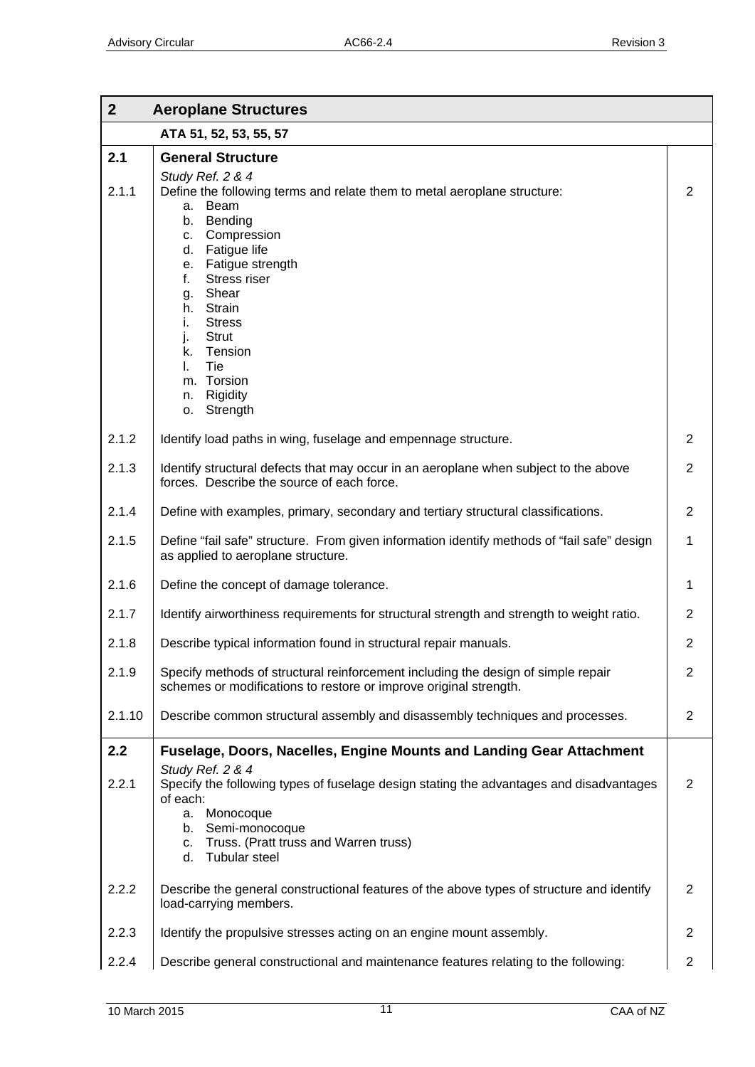| | | |
|---|---|---|
| **2** | **Aeroplane Structures** | |
| | **ATA 51, 52, 53, 55, 57** | |
| **2.1** | **General Structure** | |
| | *Study Ref. 2 & 4* | |
| 2.1.1 | Define the following terms and relate them to metal aeroplane structure:<br>a. Beam<br>b. Bending<br>c. Compression<br>d. Fatigue life<br>e. Fatigue strength<br>f. Stress riser<br>g. Shear<br>h. Strain<br>i. Stress<br>j. Strut<br>k. Tension<br>l. Tie<br>m. Torsion<br>n. Rigidity<br>o. Strength | 2 |
| 2.1.2 | Identify load paths in wing, fuselage and empennage structure. | 2 |
| 2.1.3 | Identify structural defects that may occur in an aeroplane when subject to the above forces. Describe the source of each force. | 2 |
| 2.1.4 | Define with examples, primary, secondary and tertiary structural classifications. | 2 |
| 2.1.5 | Define "fail safe" structure. From given information identify methods of "fail safe" design as applied to aeroplane structure. | 1 |
| 2.1.6 | Define the concept of damage tolerance. | 1 |
| 2.1.7 | Identify airworthiness requirements for structural strength and strength to weight ratio. | 2 |
| 2.1.8 | Describe typical information found in structural repair manuals. | 2 |
| 2.1.9 | Specify methods of structural reinforcement including the design of simple repair schemes or modifications to restore or improve original strength. | 2 |
| 2.1.10 | Describe common structural assembly and disassembly techniques and processes. | 2 |
| **2.2** | **Fuselage, Doors, Nacelles, Engine Mounts and Landing Gear Attachment** | |
| | *Study Ref. 2 & 4* | |
| 2.2.1 | Specify the following types of fuselage design stating the advantages and disadvantages of each:<br>a. Monocoque<br>b. Semi-monocoque<br>c. Truss. (Pratt truss and Warren truss)<br>d. Tubular steel | 2 |
| 2.2.2 | Describe the general constructional features of the above types of structure and identify load-carrying members. | 2 |
| 2.2.3 | Identify the propulsive stresses acting on an engine mount assembly. | 2 |
| 2.2.4 | Describe general constructional and maintenance features relating to the following: | 2 |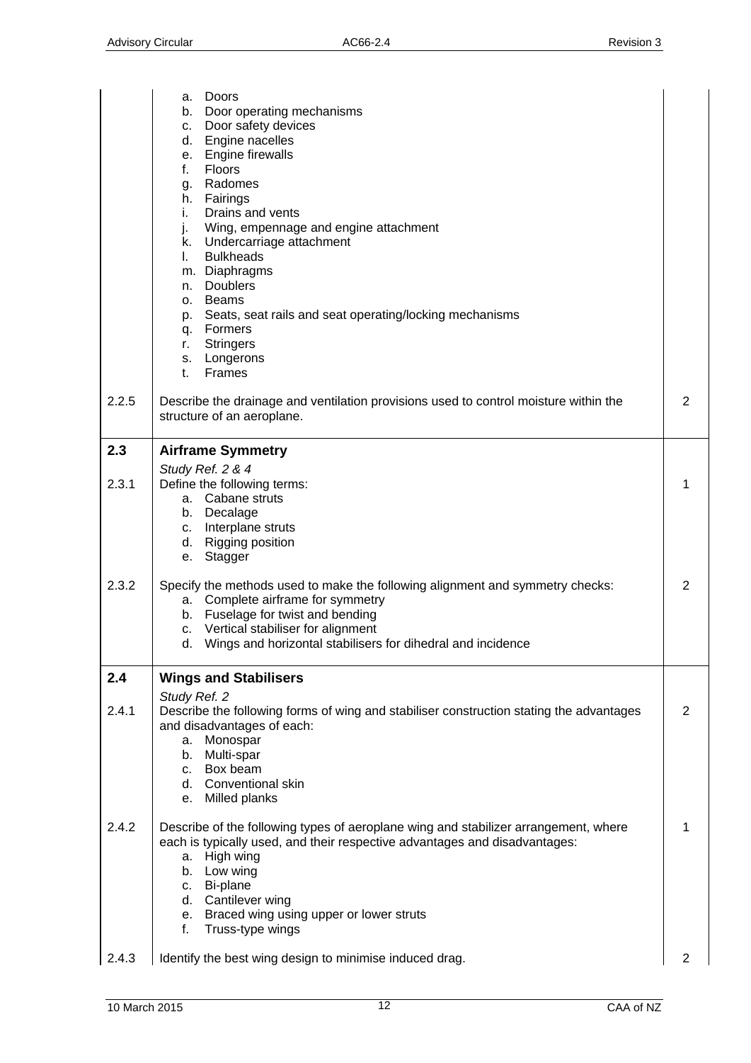| | | |
|---|---|---|
| | a. Doors<br>b. Door operating mechanisms<br>c. Door safety devices<br>d. Engine nacelles<br>e. Engine firewalls<br>f. Floors<br>g. Radomes<br>h. Fairings<br>i. Drains and vents<br>j. Wing, empennage and engine attachment<br>k. Undercarriage attachment<br>l. Bulkheads<br>m. Diaphragms<br>n. Doublers<br>o. Beams<br>p. Seats, seat rails and seat operating/locking mechanisms<br>q. Formers<br>r. Stringers<br>s. Longerons<br>t. Frames | |
| 2.2.5 | Describe the drainage and ventilation provisions used to control moisture within the structure of an aeroplane. | 2 |
| **2.3** | **Airframe Symmetry** | |
| | *Study Ref. 2 & 4* | |
| 2.3.1 | Define the following terms:<br>a. Cabane struts<br>b. Decalage<br>c. Interplane struts<br>d. Rigging position<br>e. Stagger | 1 |
| 2.3.2 | Specify the methods used to make the following alignment and symmetry checks:<br>a. Complete airframe for symmetry<br>b. Fuselage for twist and bending<br>c. Vertical stabiliser for alignment<br>d. Wings and horizontal stabilisers for dihedral and incidence | 2 |
| **2.4** | **Wings and Stabilisers** | |
| | *Study Ref. 2* | |
| 2.4.1 | Describe the following forms of wing and stabiliser construction stating the advantages and disadvantages of each:<br>a. Monospar<br>b. Multi-spar<br>c. Box beam<br>d. Conventional skin<br>e. Milled planks | 2 |
| 2.4.2 | Describe of the following types of aeroplane wing and stabilizer arrangement, where each is typically used, and their respective advantages and disadvantages:<br>a. High wing<br>b. Low wing<br>c. Bi-plane<br>d. Cantilever wing<br>e. Braced wing using upper or lower struts<br>f. Truss-type wings | 1 |
| 2.4.3 | Identify the best wing design to minimise induced drag. | 2 |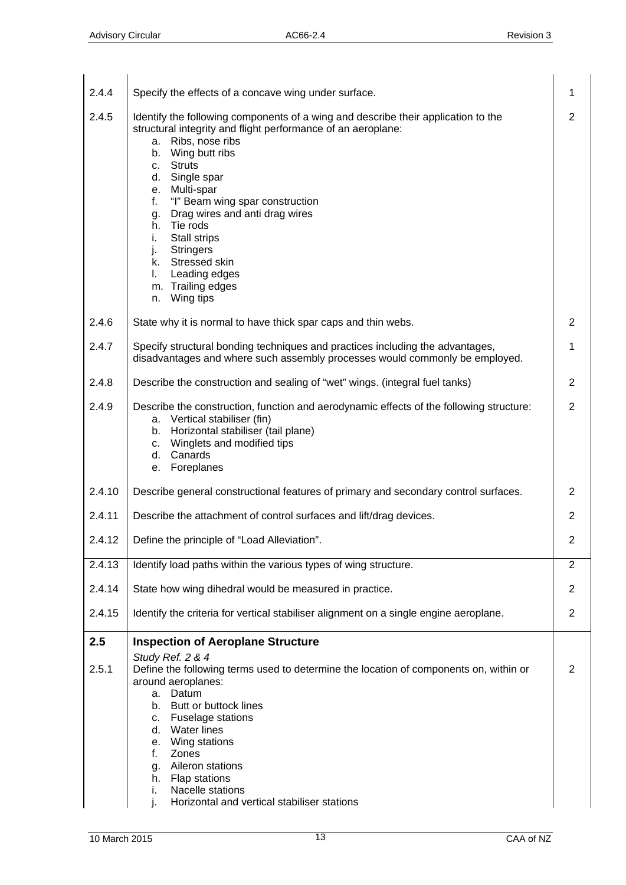| | | |
|---|---|---|
| 2.4.4 | Specify the effects of a concave wing under surface. | 1 |
| 2.4.5 | Identify the following components of a wing and describe their application to the structural integrity and flight performance of an aeroplane:<br>a. Ribs, nose ribs<br>b. Wing butt ribs<br>c. Struts<br>d. Single spar<br>e. Multi-spar<br>f. "I" Beam wing spar construction<br>g. Drag wires and anti drag wires<br>h. Tie rods<br>i. Stall strips<br>j. Stringers<br>k. Stressed skin<br>l. Leading edges<br>m. Trailing edges<br>n. Wing tips | 2 |
| 2.4.6 | State why it is normal to have thick spar caps and thin webs. | 2 |
| 2.4.7 | Specify structural bonding techniques and practices including the advantages, disadvantages and where such assembly processes would commonly be employed. | 1 |
| 2.4.8 | Describe the construction and sealing of "wet" wings. (integral fuel tanks) | 2 |
| 2.4.9 | Describe the construction, function and aerodynamic effects of the following structure:<br>a. Vertical stabiliser (fin)<br>b. Horizontal stabiliser (tail plane)<br>c. Winglets and modified tips<br>d. Canards<br>e. Foreplanes | 2 |
| 2.4.10 | Describe general constructional features of primary and secondary control surfaces. | 2 |
| 2.4.11 | Describe the attachment of control surfaces and lift/drag devices. | 2 |
| 2.4.12 | Define the principle of "Load Alleviation". | 2 |
| 2.4.13 | Identify load paths within the various types of wing structure. | 2 |
| 2.4.14 | State how wing dihedral would be measured in practice. | 2 |
| 2.4.15 | Identify the criteria for vertical stabiliser alignment on a single engine aeroplane. | 2 |
| **2.5** | **Inspection of Aeroplane Structure**<br>*Study Ref. 2 & 4* | |
| 2.5.1 | Define the following terms used to determine the location of components on, within or around aeroplanes:<br>a. Datum<br>b. Butt or buttock lines<br>c. Fuselage stations<br>d. Water lines<br>e. Wing stations<br>f. Zones<br>g. Aileron stations<br>h. Flap stations<br>i. Nacelle stations<br>j. Horizontal and vertical stabiliser stations | 2 |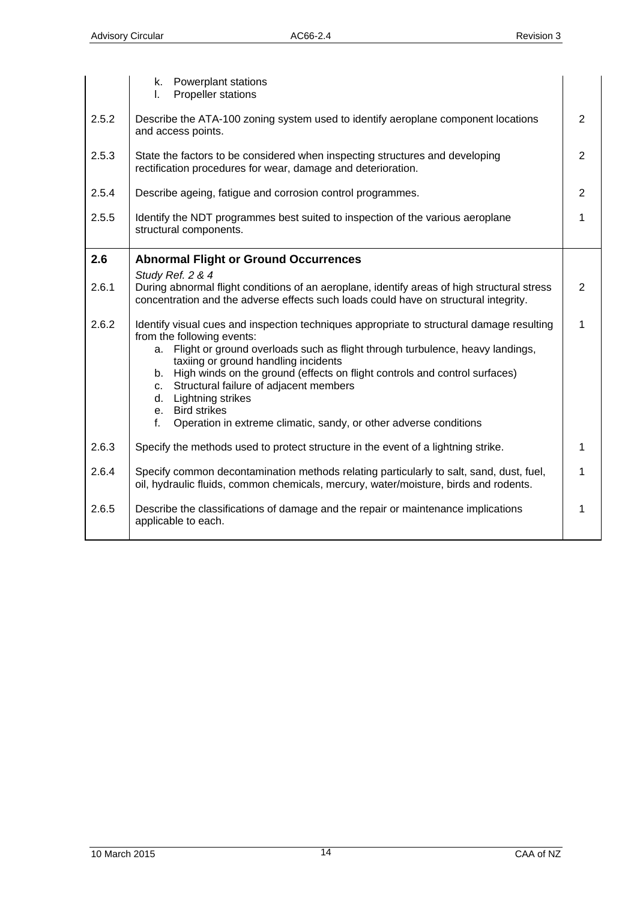| | | |
|---|---|---|
| | k. Powerplant stations<br>l. Propeller stations | |
| 2.5.2 | Describe the ATA-100 zoning system used to identify aeroplane component locations and access points. | 2 |
| 2.5.3 | State the factors to be considered when inspecting structures and developing rectification procedures for wear, damage and deterioration. | 2 |
| 2.5.4 | Describe ageing, fatigue and corrosion control programmes. | 2 |
| 2.5.5 | Identify the NDT programmes best suited to inspection of the various aeroplane structural components. | 1 |
| **2.6** | **Abnormal Flight or Ground Occurrences**<br>*Study Ref. 2 & 4* | |
| 2.6.1 | During abnormal flight conditions of an aeroplane, identify areas of high structural stress concentration and the adverse effects such loads could have on structural integrity. | 2 |
| 2.6.2 | Identify visual cues and inspection techniques appropriate to structural damage resulting from the following events:<br>a. Flight or ground overloads such as flight through turbulence, heavy landings, taxiing or ground handling incidents<br>b. High winds on the ground (effects on flight controls and control surfaces)<br>c. Structural failure of adjacent members<br>d. Lightning strikes<br>e. Bird strikes<br>f. Operation in extreme climatic, sandy, or other adverse conditions | 1 |
| 2.6.3 | Specify the methods used to protect structure in the event of a lightning strike. | 1 |
| 2.6.4 | Specify common decontamination methods relating particularly to salt, sand, dust, fuel, oil, hydraulic fluids, common chemicals, mercury, water/moisture, birds and rodents. | 1 |
| 2.6.5 | Describe the classifications of damage and the repair or maintenance implications applicable to each. | 1 |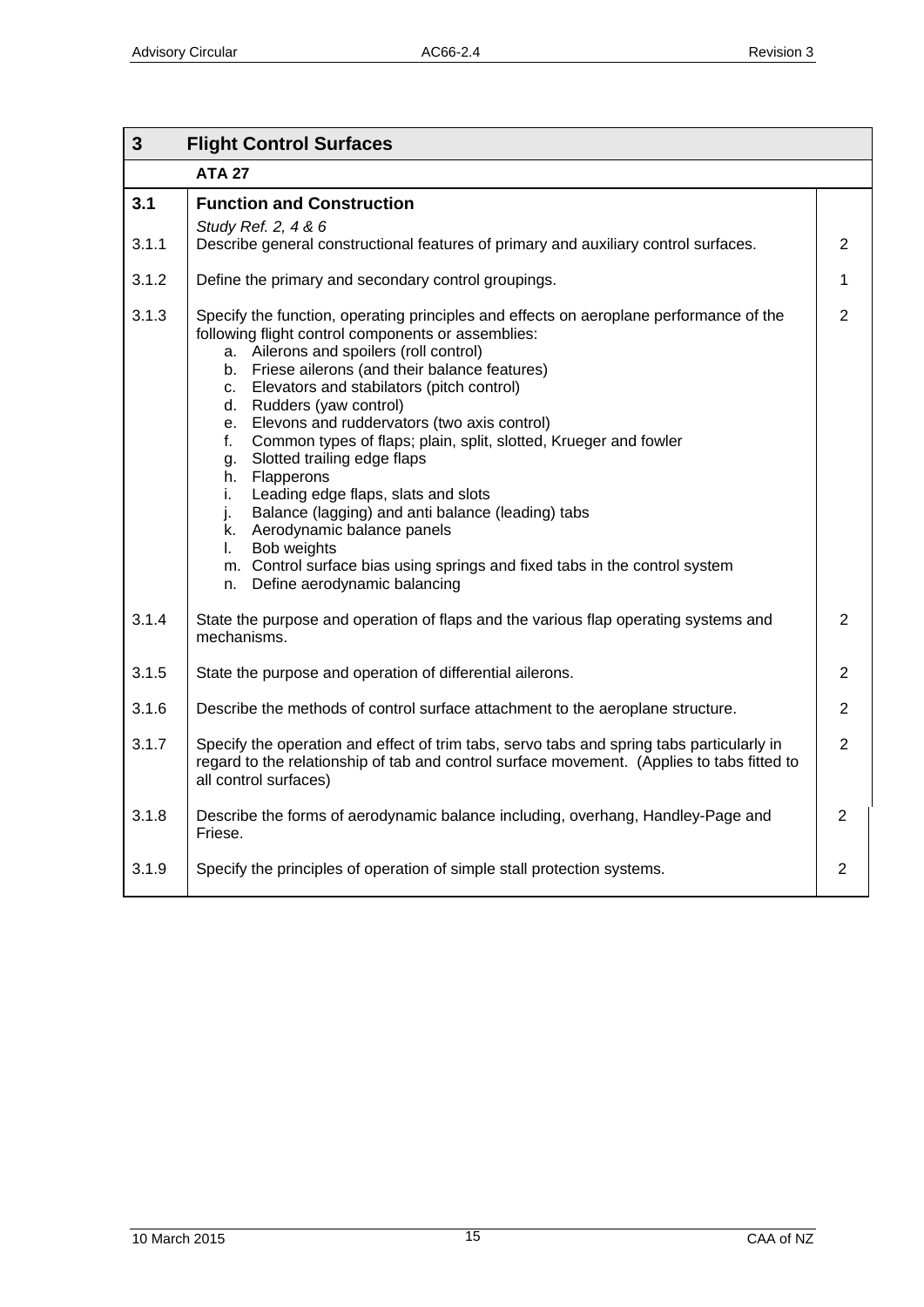| 3 | Flight Control Surfaces | |
|---|---|---|
| | **ATA 27** | |
| **3.1** | **Function and Construction**<br>*Study Ref. 2, 4 & 6* | |
| 3.1.1 | Describe general constructional features of primary and auxiliary control surfaces. | 2 |
| 3.1.2 | Define the primary and secondary control groupings. | 1 |
| 3.1.3 | Specify the function, operating principles and effects on aeroplane performance of the following flight control components or assemblies:<br>a. Ailerons and spoilers (roll control)<br>b. Friese ailerons (and their balance features)<br>c. Elevators and stabilators (pitch control)<br>d. Rudders (yaw control)<br>e. Elevons and ruddervators (two axis control)<br>f. Common types of flaps; plain, split, slotted, Krueger and fowler<br>g. Slotted trailing edge flaps<br>h. Flapperons<br>i. Leading edge flaps, slats and slots<br>j. Balance (lagging) and anti balance (leading) tabs<br>k. Aerodynamic balance panels<br>l. Bob weights<br>m. Control surface bias using springs and fixed tabs in the control system<br>n. Define aerodynamic balancing | 2 |
| 3.1.4 | State the purpose and operation of flaps and the various flap operating systems and mechanisms. | 2 |
| 3.1.5 | State the purpose and operation of differential ailerons. | 2 |
| 3.1.6 | Describe the methods of control surface attachment to the aeroplane structure. | 2 |
| 3.1.7 | Specify the operation and effect of trim tabs, servo tabs and spring tabs particularly in regard to the relationship of tab and control surface movement. (Applies to tabs fitted to all control surfaces) | 2 |
| 3.1.8 | Describe the forms of aerodynamic balance including, overhang, Handley-Page and Friese. | 2 |
| 3.1.9 | Specify the principles of operation of simple stall protection systems. | 2 |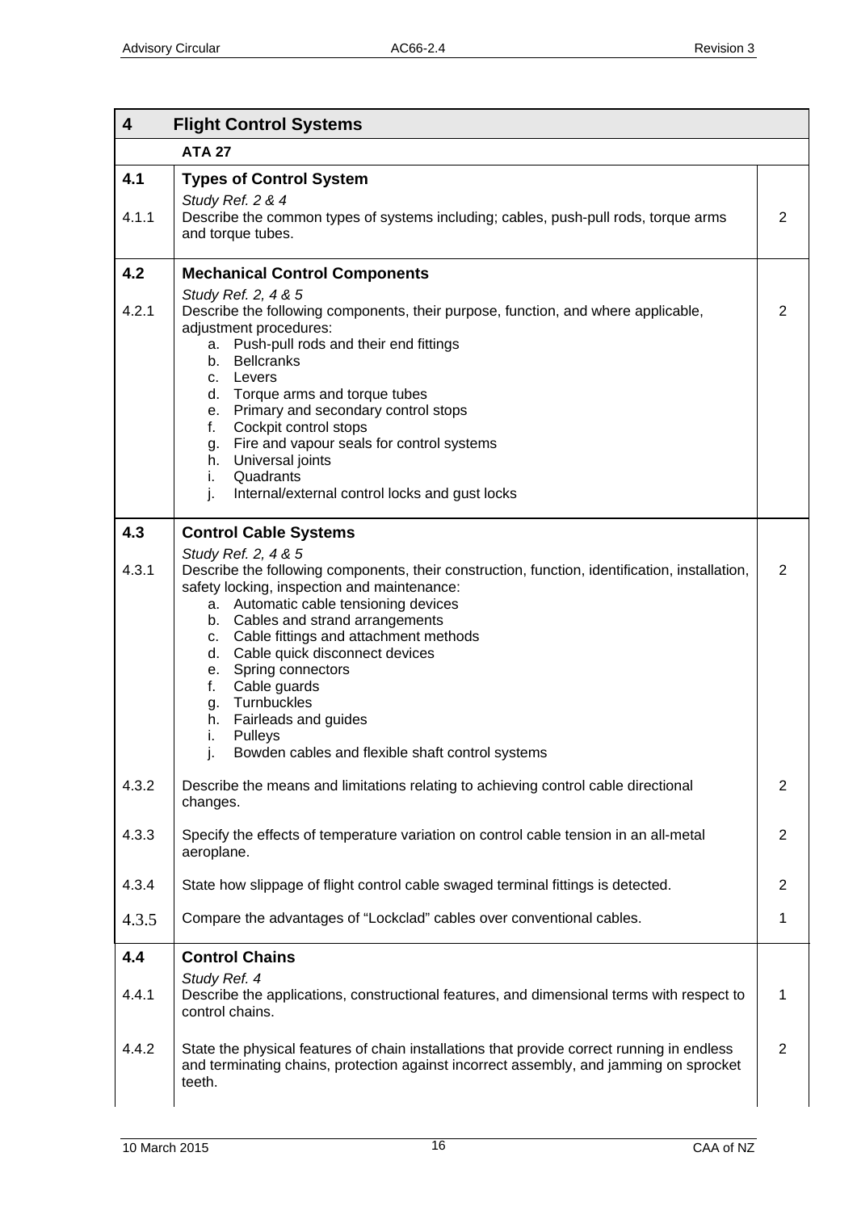| 4 | Flight Control Systems | |
|---|---|---|
| | **ATA 27** | |
| **4.1** | **Types of Control System** | |
| | *Study Ref. 2 & 4* | |
| 4.1.1 | Describe the common types of systems including; cables, push-pull rods, torque arms and torque tubes. | 2 |
| **4.2** | **Mechanical Control Components** | |
| | *Study Ref. 2, 4 & 5* | |
| 4.2.1 | Describe the following components, their purpose, function, and where applicable, adjustment procedures:<br>a. Push-pull rods and their end fittings<br>b. Bellcranks<br>c. Levers<br>d. Torque arms and torque tubes<br>e. Primary and secondary control stops<br>f. Cockpit control stops<br>g. Fire and vapour seals for control systems<br>h. Universal joints<br>i. Quadrants<br>j. Internal/external control locks and gust locks | 2 |
| **4.3** | **Control Cable Systems** | |
| | *Study Ref. 2, 4 & 5* | |
| 4.3.1 | Describe the following components, their construction, function, identification, installation, safety locking, inspection and maintenance:<br>a. Automatic cable tensioning devices<br>b. Cables and strand arrangements<br>c. Cable fittings and attachment methods<br>d. Cable quick disconnect devices<br>e. Spring connectors<br>f. Cable guards<br>g. Turnbuckles<br>h. Fairleads and guides<br>i. Pulleys<br>j. Bowden cables and flexible shaft control systems | 2 |
| 4.3.2 | Describe the means and limitations relating to achieving control cable directional changes. | 2 |
| 4.3.3 | Specify the effects of temperature variation on control cable tension in an all-metal aeroplane. | 2 |
| 4.3.4 | State how slippage of flight control cable swaged terminal fittings is detected. | 2 |
| 4.3.5 | Compare the advantages of "Lockclad" cables over conventional cables. | 1 |
| **4.4** | **Control Chains** | |
| | *Study Ref. 4* | |
| 4.4.1 | Describe the applications, constructional features, and dimensional terms with respect to control chains. | 1 |
| 4.4.2 | State the physical features of chain installations that provide correct running in endless and terminating chains, protection against incorrect assembly, and jamming on sprocket teeth. | 2 |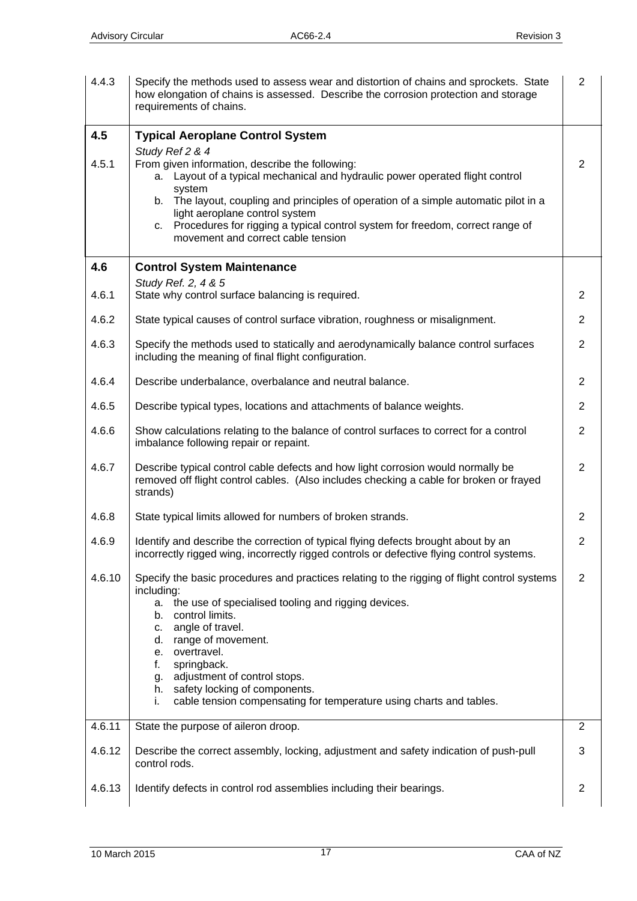| | | |
|---|---|---|
| 4.4.3 | Specify the methods used to assess wear and distortion of chains and sprockets. State how elongation of chains is assessed. Describe the corrosion protection and storage requirements of chains. | 2 |
| **4.5** | **Typical Aeroplane Control System**<br>*Study Ref 2 & 4* | |
| 4.5.1 | From given information, describe the following:<br>a. Layout of a typical mechanical and hydraulic power operated flight control system<br>b. The layout, coupling and principles of operation of a simple automatic pilot in a light aeroplane control system<br>c. Procedures for rigging a typical control system for freedom, correct range of movement and correct cable tension | 2 |
| **4.6** | **Control System Maintenance**<br>*Study Ref. 2, 4 & 5* | |
| 4.6.1 | State why control surface balancing is required. | 2 |
| 4.6.2 | State typical causes of control surface vibration, roughness or misalignment. | 2 |
| 4.6.3 | Specify the methods used to statically and aerodynamically balance control surfaces including the meaning of final flight configuration. | 2 |
| 4.6.4 | Describe underbalance, overbalance and neutral balance. | 2 |
| 4.6.5 | Describe typical types, locations and attachments of balance weights. | 2 |
| 4.6.6 | Show calculations relating to the balance of control surfaces to correct for a control imbalance following repair or repaint. | 2 |
| 4.6.7 | Describe typical control cable defects and how light corrosion would normally be removed off flight control cables. (Also includes checking a cable for broken or frayed strands) | 2 |
| 4.6.8 | State typical limits allowed for numbers of broken strands. | 2 |
| 4.6.9 | Identify and describe the correction of typical flying defects brought about by an incorrectly rigged wing, incorrectly rigged controls or defective flying control systems. | 2 |
| 4.6.10 | Specify the basic procedures and practices relating to the rigging of flight control systems including:<br>a. the use of specialised tooling and rigging devices.<br>b. control limits.<br>c. angle of travel.<br>d. range of movement.<br>e. overtravel.<br>f. springback.<br>g. adjustment of control stops.<br>h. safety locking of components.<br>i. cable tension compensating for temperature using charts and tables. | 2 |
| 4.6.11 | State the purpose of aileron droop. | 2 |
| 4.6.12 | Describe the correct assembly, locking, adjustment and safety indication of push-pull control rods. | 3 |
| 4.6.13 | Identify defects in control rod assemblies including their bearings. | 2 |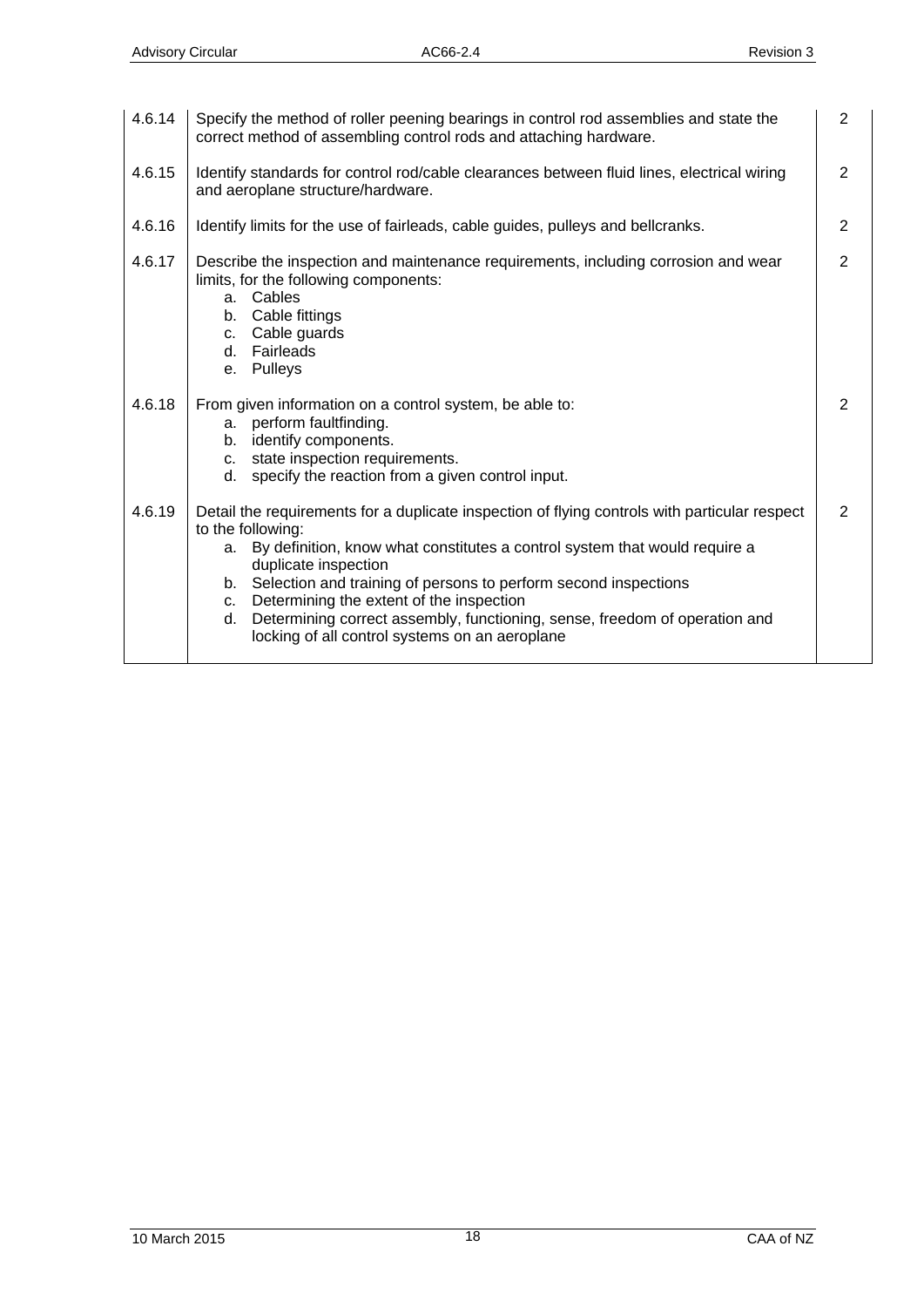| | | |
|---|---|---|
| 4.6.14 | Specify the method of roller peening bearings in control rod assemblies and state the correct method of assembling control rods and attaching hardware. | 2 |
| 4.6.15 | Identify standards for control rod/cable clearances between fluid lines, electrical wiring and aeroplane structure/hardware. | 2 |
| 4.6.16 | Identify limits for the use of fairleads, cable guides, pulleys and bellcranks. | 2 |
| 4.6.17 | Describe the inspection and maintenance requirements, including corrosion and wear limits, for the following components:<br>a. Cables<br>b. Cable fittings<br>c. Cable guards<br>d. Fairleads<br>e. Pulleys | 2 |
| 4.6.18 | From given information on a control system, be able to:<br>a. perform faultfinding.<br>b. identify components.<br>c. state inspection requirements.<br>d. specify the reaction from a given control input. | 2 |
| 4.6.19 | Detail the requirements for a duplicate inspection of flying controls with particular respect to the following:<br>a. By definition, know what constitutes a control system that would require a duplicate inspection<br>b. Selection and training of persons to perform second inspections<br>c. Determining the extent of the inspection<br>d. Determining correct assembly, functioning, sense, freedom of operation and locking of all control systems on an aeroplane | 2 |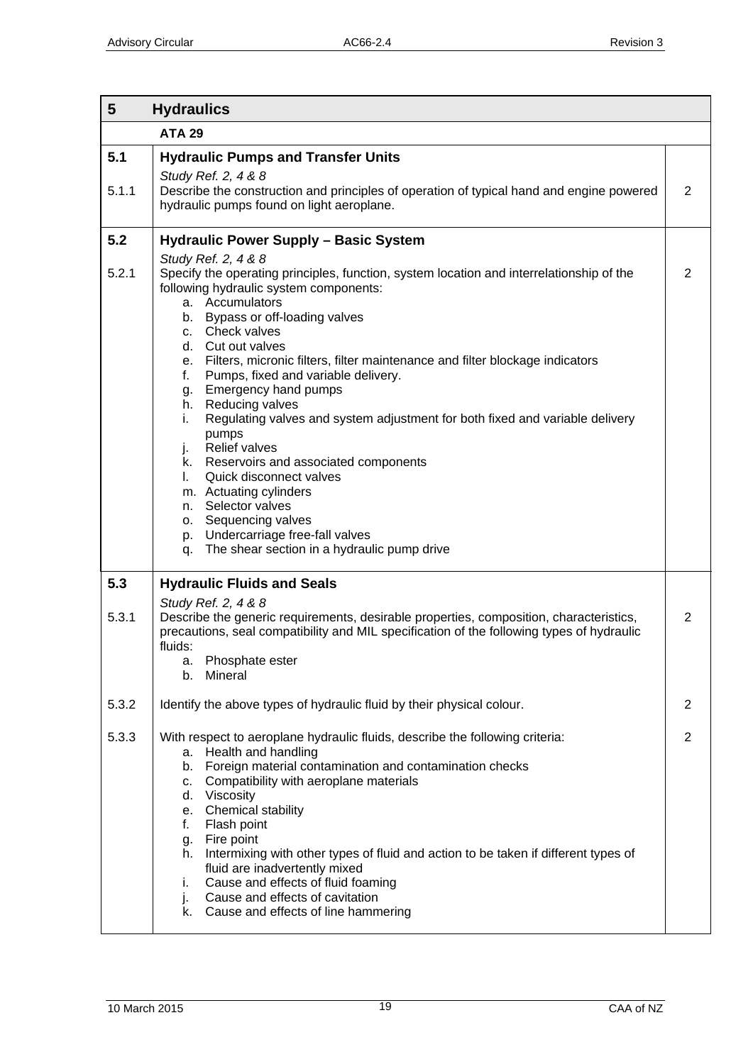| 5 | Hydraulics | |
|---|---|---|
| | **ATA 29** | |
| **5.1** | **Hydraulic Pumps and Transfer Units** | |
| | *Study Ref. 2, 4 & 8* | |
| 5.1.1 | Describe the construction and principles of operation of typical hand and engine powered hydraulic pumps found on light aeroplane. | 2 |
| **5.2** | **Hydraulic Power Supply – Basic System** | |
| | *Study Ref. 2, 4 & 8* | |
| 5.2.1 | Specify the operating principles, function, system location and interrelationship of the following hydraulic system components:<br>a. Accumulators<br>b. Bypass or off-loading valves<br>c. Check valves<br>d. Cut out valves<br>e. Filters, micronic filters, filter maintenance and filter blockage indicators<br>f. Pumps, fixed and variable delivery.<br>g. Emergency hand pumps<br>h. Reducing valves<br>i. Regulating valves and system adjustment for both fixed and variable delivery pumps<br>j. Relief valves<br>k. Reservoirs and associated components<br>l. Quick disconnect valves<br>m. Actuating cylinders<br>n. Selector valves<br>o. Sequencing valves<br>p. Undercarriage free-fall valves<br>q. The shear section in a hydraulic pump drive | 2 |
| **5.3** | **Hydraulic Fluids and Seals** | |
| | *Study Ref. 2, 4 & 8* | |
| 5.3.1 | Describe the generic requirements, desirable properties, composition, characteristics, precautions, seal compatibility and MIL specification of the following types of hydraulic fluids:<br>a. Phosphate ester<br>b. Mineral | 2 |
| 5.3.2 | Identify the above types of hydraulic fluid by their physical colour. | 2 |
| 5.3.3 | With respect to aeroplane hydraulic fluids, describe the following criteria:<br>a. Health and handling<br>b. Foreign material contamination and contamination checks<br>c. Compatibility with aeroplane materials<br>d. Viscosity<br>e. Chemical stability<br>f. Flash point<br>g. Fire point<br>h. Intermixing with other types of fluid and action to be taken if different types of fluid are inadvertently mixed<br>i. Cause and effects of fluid foaming<br>j. Cause and effects of cavitation<br>k. Cause and effects of line hammering | 2 |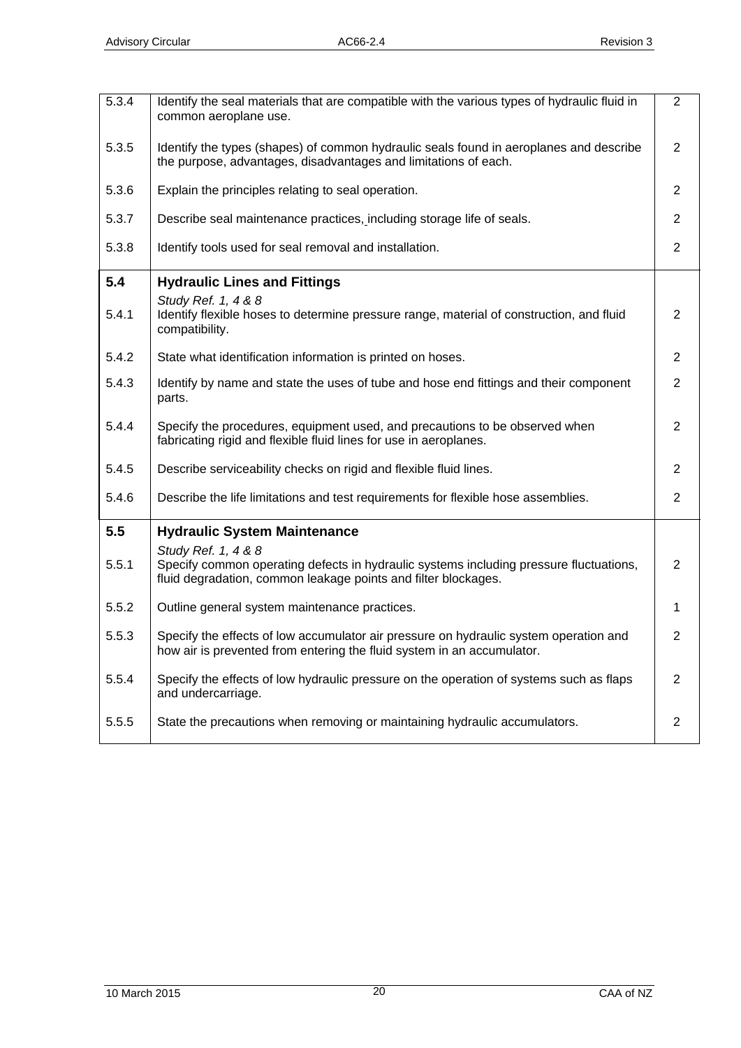| | | |
|---|---|---|
| 5.3.4 | Identify the seal materials that are compatible with the various types of hydraulic fluid in common aeroplane use. | 2 |
| 5.3.5 | Identify the types (shapes) of common hydraulic seals found in aeroplanes and describe the purpose, advantages, disadvantages and limitations of each. | 2 |
| 5.3.6 | Explain the principles relating to seal operation. | 2 |
| 5.3.7 | Describe seal maintenance practices, including storage life of seals. | 2 |
| 5.3.8 | Identify tools used for seal removal and installation. | 2 |
| **5.4** | **Hydraulic Lines and Fittings** | |
| | *Study Ref. 1, 4 & 8* | |
| 5.4.1 | Identify flexible hoses to determine pressure range, material of construction, and fluid compatibility. | 2 |
| 5.4.2 | State what identification information is printed on hoses. | 2 |
| 5.4.3 | Identify by name and state the uses of tube and hose end fittings and their component parts. | 2 |
| 5.4.4 | Specify the procedures, equipment used, and precautions to be observed when fabricating rigid and flexible fluid lines for use in aeroplanes. | 2 |
| 5.4.5 | Describe serviceability checks on rigid and flexible fluid lines. | 2 |
| 5.4.6 | Describe the life limitations and test requirements for flexible hose assemblies. | 2 |
| **5.5** | **Hydraulic System Maintenance** | |
| | *Study Ref. 1, 4 & 8* | |
| 5.5.1 | Specify common operating defects in hydraulic systems including pressure fluctuations, fluid degradation, common leakage points and filter blockages. | 2 |
| 5.5.2 | Outline general system maintenance practices. | 1 |
| 5.5.3 | Specify the effects of low accumulator air pressure on hydraulic system operation and how air is prevented from entering the fluid system in an accumulator. | 2 |
| 5.5.4 | Specify the effects of low hydraulic pressure on the operation of systems such as flaps and undercarriage. | 2 |
| 5.5.5 | State the precautions when removing or maintaining hydraulic accumulators. | 2 |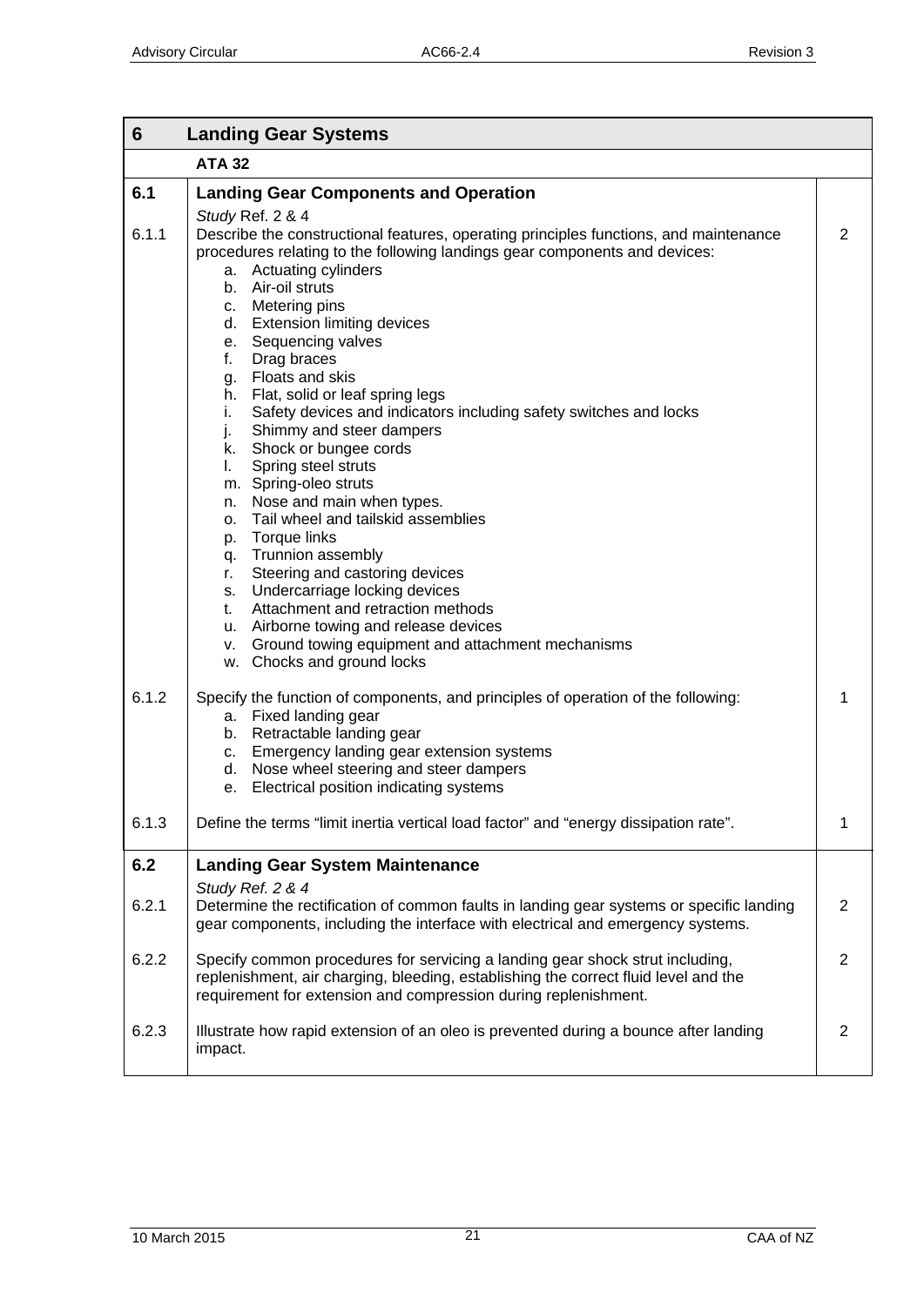| 6 | Landing Gear Systems | |
|---|---|---|
| | **ATA 32** | |
| **6.1** | **Landing Gear Components and Operation**<br>*Study* Ref. 2 & 4 | |
| 6.1.1 | Describe the constructional features, operating principles functions, and maintenance procedures relating to the following landings gear components and devices:<br>a. Actuating cylinders<br>b. Air-oil struts<br>c. Metering pins<br>d. Extension limiting devices<br>e. Sequencing valves<br>f. Drag braces<br>g. Floats and skis<br>h. Flat, solid or leaf spring legs<br>i. Safety devices and indicators including safety switches and locks<br>j. Shimmy and steer dampers<br>k. Shock or bungee cords<br>l. Spring steel struts<br>m. Spring-oleo struts<br>n. Nose and main when types.<br>o. Tail wheel and tailskid assemblies<br>p. Torque links<br>q. Trunnion assembly<br>r. Steering and castoring devices<br>s. Undercarriage locking devices<br>t. Attachment and retraction methods<br>u. Airborne towing and release devices<br>v. Ground towing equipment and attachment mechanisms<br>w. Chocks and ground locks | 2 |
| 6.1.2 | Specify the function of components, and principles of operation of the following:<br>a. Fixed landing gear<br>b. Retractable landing gear<br>c. Emergency landing gear extension systems<br>d. Nose wheel steering and steer dampers<br>e. Electrical position indicating systems | 1 |
| 6.1.3 | Define the terms “limit inertia vertical load factor” and “energy dissipation rate”. | 1 |
| **6.2** | **Landing Gear System Maintenance**<br>*Study Ref. 2 & 4* | |
| 6.2.1 | Determine the rectification of common faults in landing gear systems or specific landing gear components, including the interface with electrical and emergency systems. | 2 |
| 6.2.2 | Specify common procedures for servicing a landing gear shock strut including, replenishment, air charging, bleeding, establishing the correct fluid level and the requirement for extension and compression during replenishment. | 2 |
| 6.2.3 | Illustrate how rapid extension of an oleo is prevented during a bounce after landing impact. | 2 |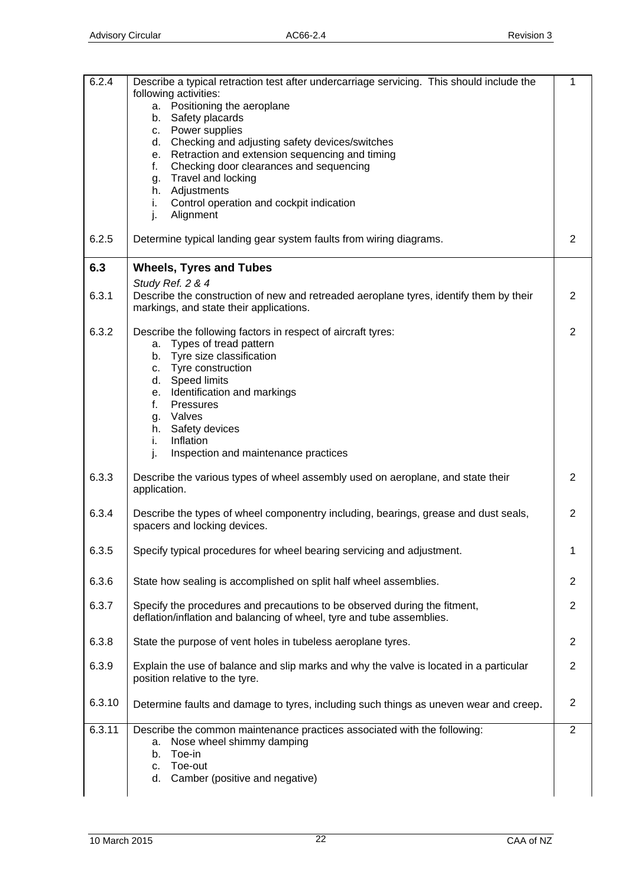| | | |
|---|---|---|
| 6.2.4 | Describe a typical retraction test after undercarriage servicing. This should include the following activities:<br>a. Positioning the aeroplane<br>b. Safety placards<br>c. Power supplies<br>d. Checking and adjusting safety devices/switches<br>e. Retraction and extension sequencing and timing<br>f. Checking door clearances and sequencing<br>g. Travel and locking<br>h. Adjustments<br>i. Control operation and cockpit indication<br>j. Alignment | 1 |
| 6.2.5 | Determine typical landing gear system faults from wiring diagrams. | 2 |
| **6.3** | **Wheels, Tyres and Tubes**<br>*Study Ref. 2 & 4* | |
| 6.3.1 | Describe the construction of new and retreaded aeroplane tyres, identify them by their markings, and state their applications. | 2 |
| 6.3.2 | Describe the following factors in respect of aircraft tyres:<br>a. Types of tread pattern<br>b. Tyre size classification<br>c. Tyre construction<br>d. Speed limits<br>e. Identification and markings<br>f. Pressures<br>g. Valves<br>h. Safety devices<br>i. Inflation<br>j. Inspection and maintenance practices | 2 |
| 6.3.3 | Describe the various types of wheel assembly used on aeroplane, and state their application. | 2 |
| 6.3.4 | Describe the types of wheel componentry including, bearings, grease and dust seals, spacers and locking devices. | 2 |
| 6.3.5 | Specify typical procedures for wheel bearing servicing and adjustment. | 1 |
| 6.3.6 | State how sealing is accomplished on split half wheel assemblies. | 2 |
| 6.3.7 | Specify the procedures and precautions to be observed during the fitment, deflation/inflation and balancing of wheel, tyre and tube assemblies. | 2 |
| 6.3.8 | State the purpose of vent holes in tubeless aeroplane tyres. | 2 |
| 6.3.9 | Explain the use of balance and slip marks and why the valve is located in a particular position relative to the tyre. | 2 |
| 6.3.10 | Determine faults and damage to tyres, including such things as uneven wear and creep. | 2 |
| 6.3.11 | Describe the common maintenance practices associated with the following:<br>a. Nose wheel shimmy damping<br>b. Toe-in<br>c. Toe-out<br>d. Camber (positive and negative) | 2 |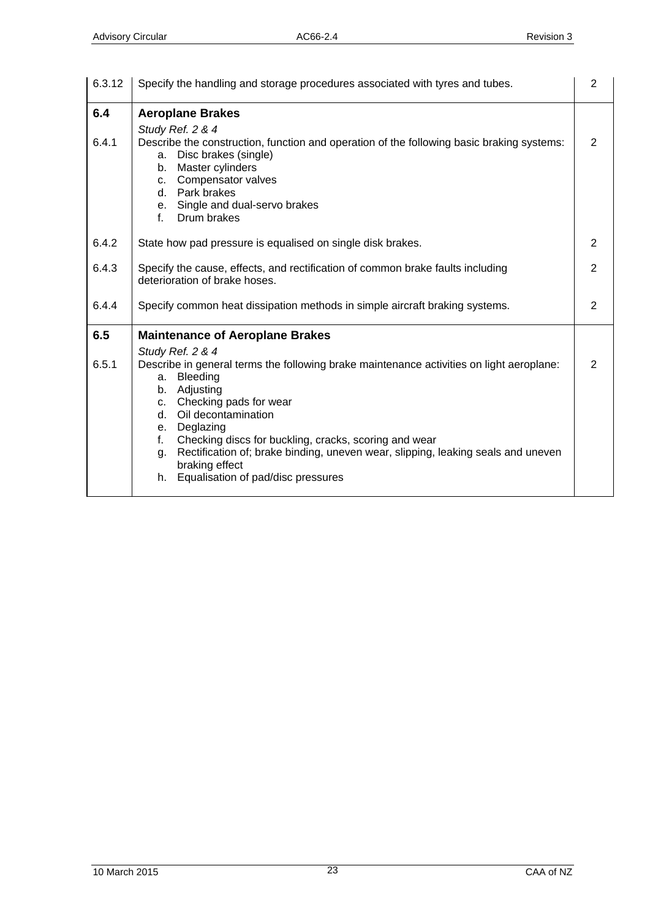| | | |
|---|---|---|
| 6.3.12 | Specify the handling and storage procedures associated with tyres and tubes. | 2 |
| **6.4** | **Aeroplane Brakes** | |
| | *Study Ref. 2 & 4* | |
| 6.4.1 | Describe the construction, function and operation of the following basic braking systems:<br>a. Disc brakes (single)<br>b. Master cylinders<br>c. Compensator valves<br>d. Park brakes<br>e. Single and dual-servo brakes<br>f. Drum brakes | 2 |
| 6.4.2 | State how pad pressure is equalised on single disk brakes. | 2 |
| 6.4.3 | Specify the cause, effects, and rectification of common brake faults including deterioration of brake hoses. | 2 |
| 6.4.4 | Specify common heat dissipation methods in simple aircraft braking systems. | 2 |
| **6.5** | **Maintenance of Aeroplane Brakes** | |
| | *Study Ref. 2 & 4* | |
| 6.5.1 | Describe in general terms the following brake maintenance activities on light aeroplane:<br>a. Bleeding<br>b. Adjusting<br>c. Checking pads for wear<br>d. Oil decontamination<br>e. Deglazing<br>f. Checking discs for buckling, cracks, scoring and wear<br>g. Rectification of; brake binding, uneven wear, slipping, leaking seals and uneven braking effect<br>h. Equalisation of pad/disc pressures | 2 |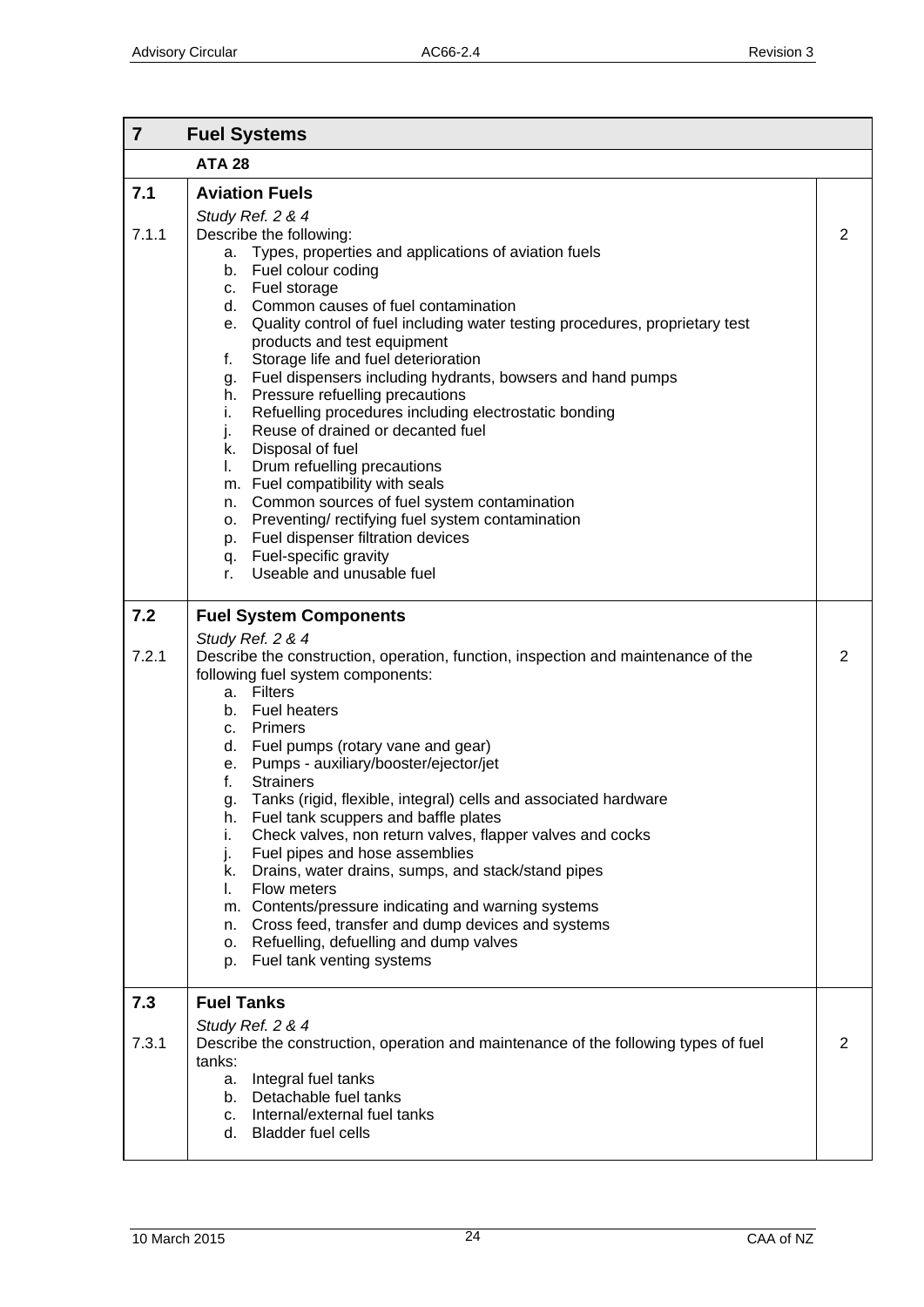| 7 | Fuel Systems | |
|---|---|---|
| | **ATA 28** | |
| **7.1** | **Aviation Fuels** | |
| | *Study Ref. 2 & 4* | |
| 7.1.1 | Describe the following:<br>a. Types, properties and applications of aviation fuels<br>b. Fuel colour coding<br>c. Fuel storage<br>d. Common causes of fuel contamination<br>e. Quality control of fuel including water testing procedures, proprietary test products and test equipment<br>f. Storage life and fuel deterioration<br>g. Fuel dispensers including hydrants, bowsers and hand pumps<br>h. Pressure refuelling precautions<br>i. Refuelling procedures including electrostatic bonding<br>j. Reuse of drained or decanted fuel<br>k. Disposal of fuel<br>l. Drum refuelling precautions<br>m. Fuel compatibility with seals<br>n. Common sources of fuel system contamination<br>o. Preventing/ rectifying fuel system contamination<br>p. Fuel dispenser filtration devices<br>q. Fuel-specific gravity<br>r. Useable and unusable fuel | 2 |
| **7.2** | **Fuel System Components** | |
| | *Study Ref. 2 & 4* | |
| 7.2.1 | Describe the construction, operation, function, inspection and maintenance of the following fuel system components:<br>a. Filters<br>b. Fuel heaters<br>c. Primers<br>d. Fuel pumps (rotary vane and gear)<br>e. Pumps - auxiliary/booster/ejector/jet<br>f. Strainers<br>g. Tanks (rigid, flexible, integral) cells and associated hardware<br>h. Fuel tank scuppers and baffle plates<br>i. Check valves, non return valves, flapper valves and cocks<br>j. Fuel pipes and hose assemblies<br>k. Drains, water drains, sumps, and stack/stand pipes<br>l. Flow meters<br>m. Contents/pressure indicating and warning systems<br>n. Cross feed, transfer and dump devices and systems<br>o. Refuelling, defuelling and dump valves<br>p. Fuel tank venting systems | 2 |
| **7.3** | **Fuel Tanks** | |
| | *Study Ref. 2 & 4* | |
| 7.3.1 | Describe the construction, operation and maintenance of the following types of fuel tanks:<br>a. Integral fuel tanks<br>b. Detachable fuel tanks<br>c. Internal/external fuel tanks<br>d. Bladder fuel cells | 2 |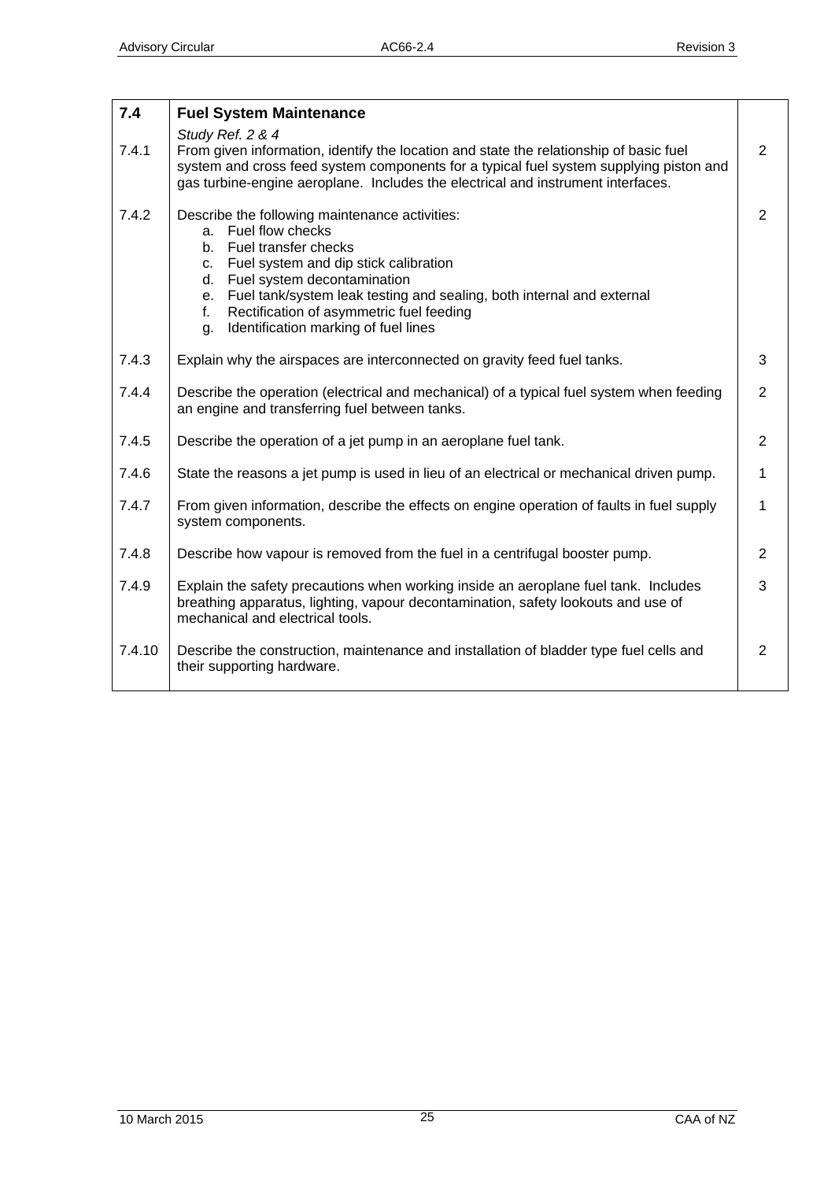| 7.4 | **Fuel System Maintenance** | |
|---|---|---|
| 7.4.1 | *Study Ref. 2 & 4*<br>From given information, identify the location and state the relationship of basic fuel system and cross feed system components for a typical fuel system supplying piston and gas turbine-engine aeroplane. Includes the electrical and instrument interfaces. | 2 |
| 7.4.2 | Describe the following maintenance activities:<br>a. Fuel flow checks<br>b. Fuel transfer checks<br>c. Fuel system and dip stick calibration<br>d. Fuel system decontamination<br>e. Fuel tank/system leak testing and sealing, both internal and external<br>f. Rectification of asymmetric fuel feeding<br>g. Identification marking of fuel lines | 2 |
| 7.4.3 | Explain why the airspaces are interconnected on gravity feed fuel tanks. | 3 |
| 7.4.4 | Describe the operation (electrical and mechanical) of a typical fuel system when feeding an engine and transferring fuel between tanks. | 2 |
| 7.4.5 | Describe the operation of a jet pump in an aeroplane fuel tank. | 2 |
| 7.4.6 | State the reasons a jet pump is used in lieu of an electrical or mechanical driven pump. | 1 |
| 7.4.7 | From given information, describe the effects on engine operation of faults in fuel supply system components. | 1 |
| 7.4.8 | Describe how vapour is removed from the fuel in a centrifugal booster pump. | 2 |
| 7.4.9 | Explain the safety precautions when working inside an aeroplane fuel tank. Includes breathing apparatus, lighting, vapour decontamination, safety lookouts and use of mechanical and electrical tools. | 3 |
| 7.4.10 | Describe the construction, maintenance and installation of bladder type fuel cells and their supporting hardware. | 2 |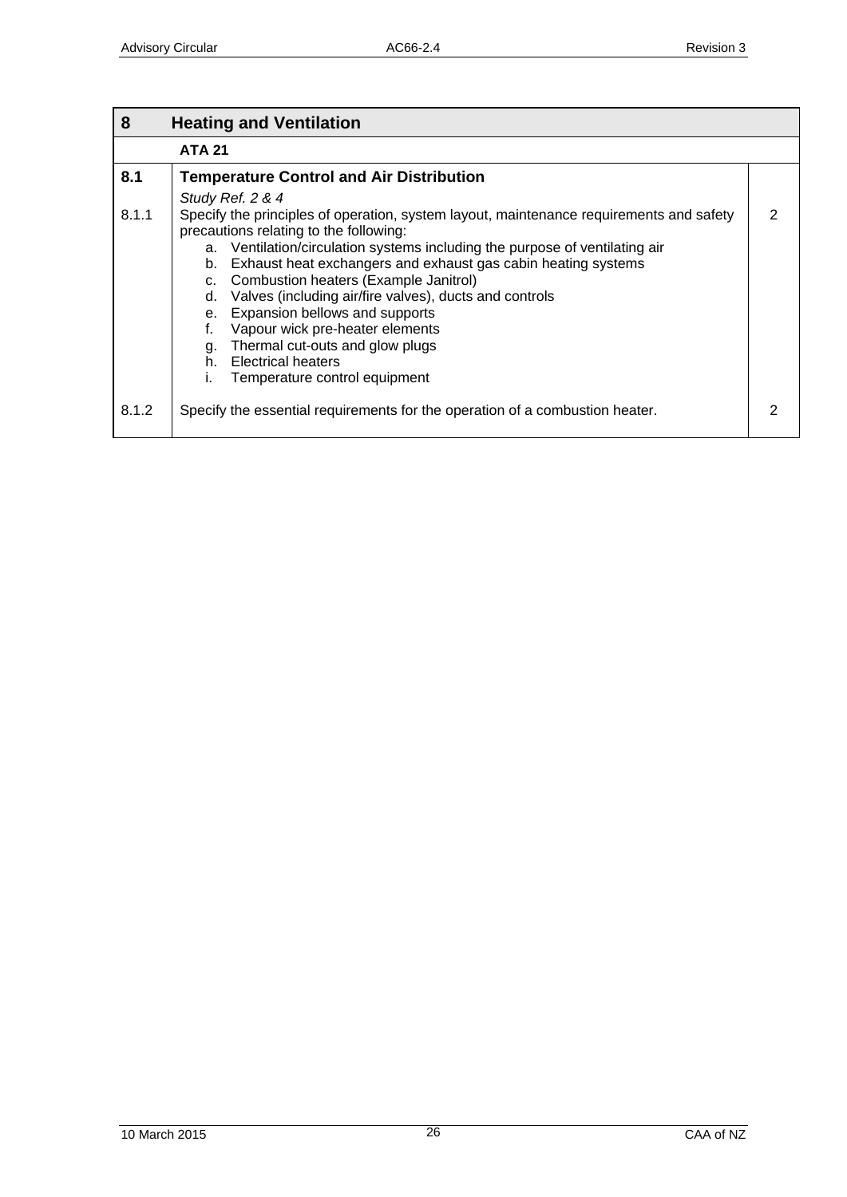| 8 | Heating and Ventilation | |
|---|---|---|
| | **ATA 21** | |
| **8.1** | **Temperature Control and Air Distribution**<br>*Study Ref. 2 & 4* | |
| 8.1.1 | Specify the principles of operation, system layout, maintenance requirements and safety precautions relating to the following:<br>a. Ventilation/circulation systems including the purpose of ventilating air<br>b. Exhaust heat exchangers and exhaust gas cabin heating systems<br>c. Combustion heaters (Example Janitrol)<br>d. Valves (including air/fire valves), ducts and controls<br>e. Expansion bellows and supports<br>f. Vapour wick pre-heater elements<br>g. Thermal cut-outs and glow plugs<br>h. Electrical heaters<br>i. Temperature control equipment | 2 |
| 8.1.2 | Specify the essential requirements for the operation of a combustion heater. | 2 |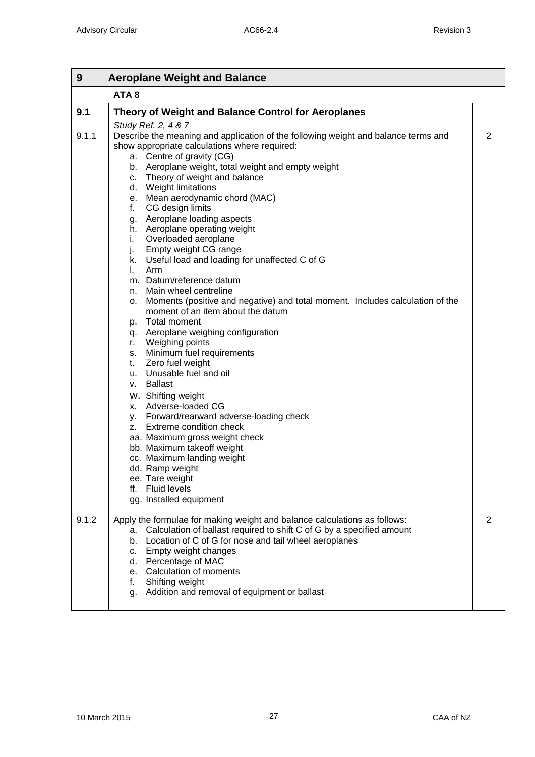| 9 | Aeroplane Weight and Balance | |
|---|---|---|
| | **ATA 8** | |
| **9.1** | **Theory of Weight and Balance Control for Aeroplanes**<br>*Study Ref. 2, 4 & 7* | |
| 9.1.1 | Describe the meaning and application of the following weight and balance terms and show appropriate calculations where required:<br>a. Centre of gravity (CG)<br>b. Aeroplane weight, total weight and empty weight<br>c. Theory of weight and balance<br>d. Weight limitations<br>e. Mean aerodynamic chord (MAC)<br>f. CG design limits<br>g. Aeroplane loading aspects<br>h. Aeroplane operating weight<br>i. Overloaded aeroplane<br>j. Empty weight CG range<br>k. Useful load and loading for unaffected C of G<br>l. Arm<br>m. Datum/reference datum<br>n. Main wheel centreline<br>o. Moments (positive and negative) and total moment. Includes calculation of the moment of an item about the datum<br>p. Total moment<br>q. Aeroplane weighing configuration<br>r. Weighing points<br>s. Minimum fuel requirements<br>t. Zero fuel weight<br>u. Unusable fuel and oil<br>v. Ballast<br>w. Shifting weight<br>x. Adverse-loaded CG<br>y. Forward/rearward adverse-loading check<br>z. Extreme condition check<br>aa. Maximum gross weight check<br>bb. Maximum takeoff weight<br>cc. Maximum landing weight<br>dd. Ramp weight<br>ee. Tare weight<br>ff. Fluid levels<br>gg. Installed equipment | 2 |
| 9.1.2 | Apply the formulae for making weight and balance calculations as follows:<br>a. Calculation of ballast required to shift C of G by a specified amount<br>b. Location of C of G for nose and tail wheel aeroplanes<br>c. Empty weight changes<br>d. Percentage of MAC<br>e. Calculation of moments<br>f. Shifting weight<br>g. Addition and removal of equipment or ballast | 2 |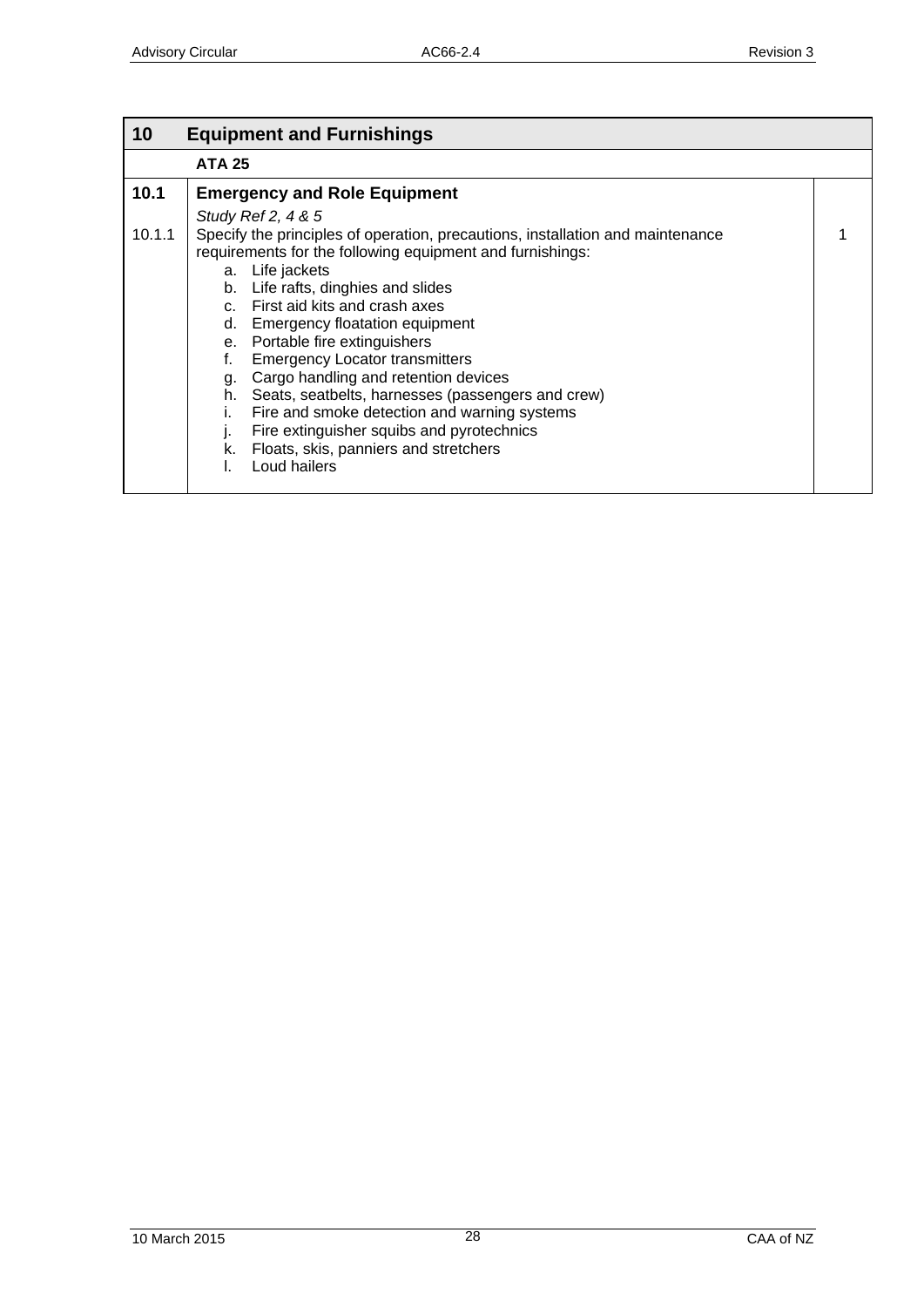| 10 | Equipment and Furnishings | |
|---|---|---|
| | **ATA 25** | |
| **10.1** | **Emergency and Role Equipment**<br>*Study Ref 2, 4 & 5* | |
| 10.1.1 | Specify the principles of operation, precautions, installation and maintenance requirements for the following equipment and furnishings:<br>a. Life jackets<br>b. Life rafts, dinghies and slides<br>c. First aid kits and crash axes<br>d. Emergency floatation equipment<br>e. Portable fire extinguishers<br>f. Emergency Locator transmitters<br>g. Cargo handling and retention devices<br>h. Seats, seatbelts, harnesses (passengers and crew)<br>i. Fire and smoke detection and warning systems<br>j. Fire extinguisher squibs and pyrotechnics<br>k. Floats, skis, panniers and stretchers<br>l. Loud hailers | 1 |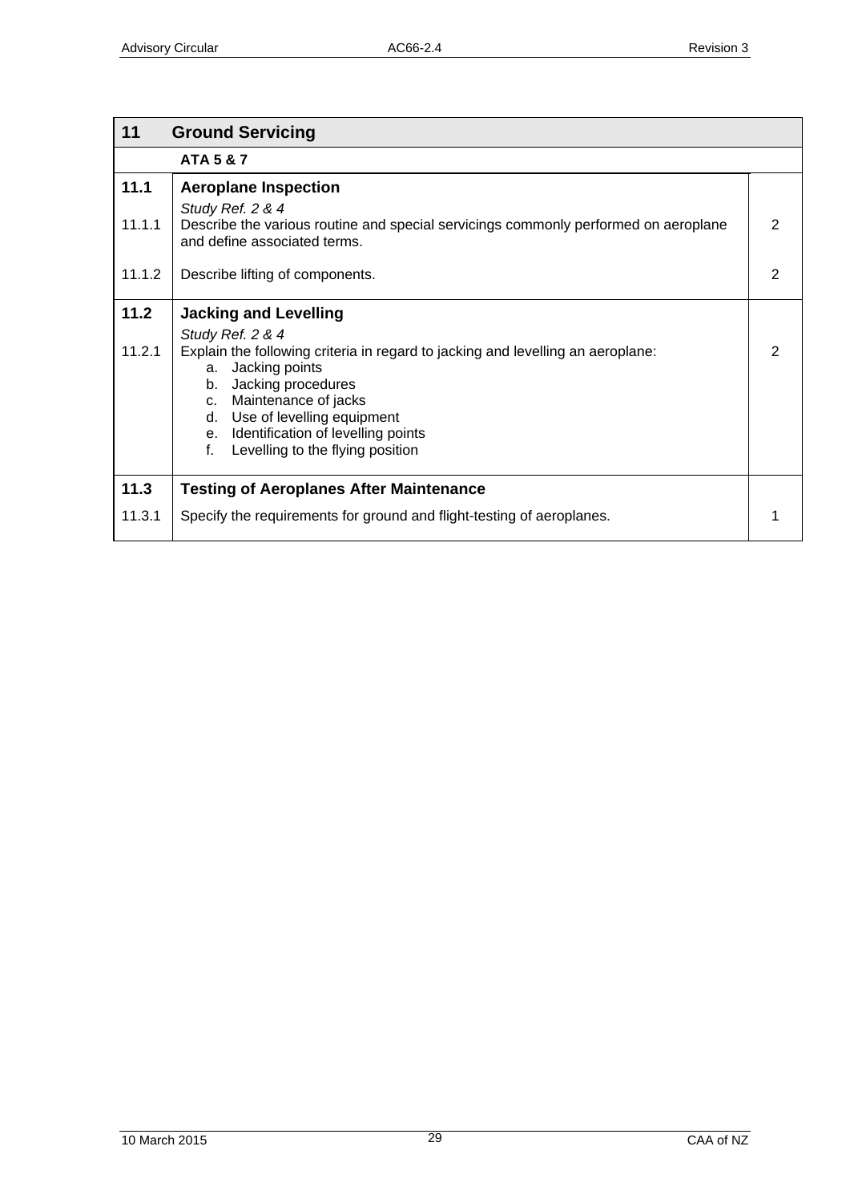| 11 | Ground Servicing | |
|---|---|---|
| | **ATA 5 & 7** | |
| **11.1** | **Aeroplane Inspection** | |
| | *Study Ref. 2 & 4* | |
| 11.1.1 | Describe the various routine and special servicings commonly performed on aeroplane and define associated terms. | 2 |
| 11.1.2 | Describe lifting of components. | 2 |
| **11.2** | **Jacking and Levelling** | |
| | *Study Ref. 2 & 4* | |
| 11.2.1 | Explain the following criteria in regard to jacking and levelling an aeroplane:<br>a. Jacking points<br>b. Jacking procedures<br>c. Maintenance of jacks<br>d. Use of levelling equipment<br>e. Identification of levelling points<br>f. Levelling to the flying position | 2 |
| **11.3** | **Testing of Aeroplanes After Maintenance** | |
| 11.3.1 | Specify the requirements for ground and flight-testing of aeroplanes. | 1 |